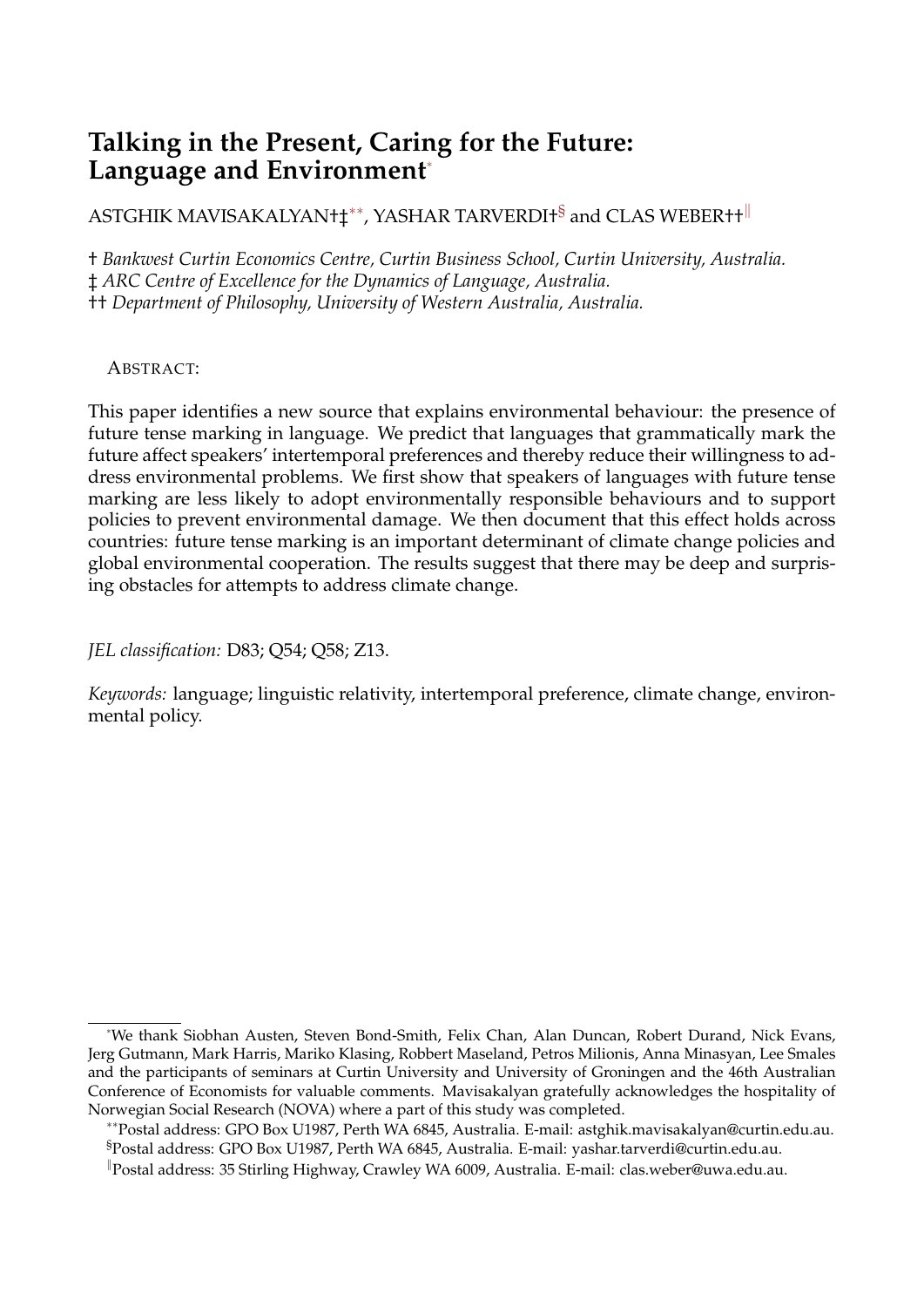# Talking in the Present, Caring for the Future: Language and Environment[*]

ASTGHIK MAVISAKALYAN†‡[**], YASHAR TARVERDI†[§] and CLAS WEBER††[‖]

† *Bankwest Curtin Economics Centre, Curtin Business School, Curtin University, Australia.*
‡ *ARC Centre of Excellence for the Dynamics of Language, Australia.*
†† *Department of Philosophy, University of Western Australia, Australia.*

ABSTRACT:

This paper identifies a new source that explains environmental behaviour: the presence of future tense marking in language. We predict that languages that grammatically mark the future affect speakers' intertemporal preferences and thereby reduce their willingness to address environmental problems. We first show that speakers of languages with future tense marking are less likely to adopt environmentally responsible behaviours and to support policies to prevent environmental damage. We then document that this effect holds across countries: future tense marking is an important determinant of climate change policies and global environmental cooperation. The results suggest that there may be deep and surprising obstacles for attempts to address climate change.

*JEL classification:* D83; Q54; Q58; Z13.

*Keywords:* language; linguistic relativity, intertemporal preference, climate change, environmental policy.

---

[*] We thank Siobhan Austen, Steven Bond-Smith, Felix Chan, Alan Duncan, Robert Durand, Nick Evans, Jerg Gutmann, Mark Harris, Mariko Klasing, Robbert Maseland, Petros Milionis, Anna Minasyan, Lee Smales and the participants of seminars at Curtin University and University of Groningen and the 46th Australian Conference of Economists for valuable comments. Mavisakalyan gratefully acknowledges the hospitality of Norwegian Social Research (NOVA) where a part of this study was completed.

[**] Postal address: GPO Box U1987, Perth WA 6845, Australia. E-mail: astghik.mavisakalyan@curtin.edu.au.

[§] Postal address: GPO Box U1987, Perth WA 6845, Australia. E-mail: yashar.tarverdi@curtin.edu.au.

[‖] Postal address: 35 Stirling Highway, Crawley WA 6009, Australia. E-mail: clas.weber@uwa.edu.au.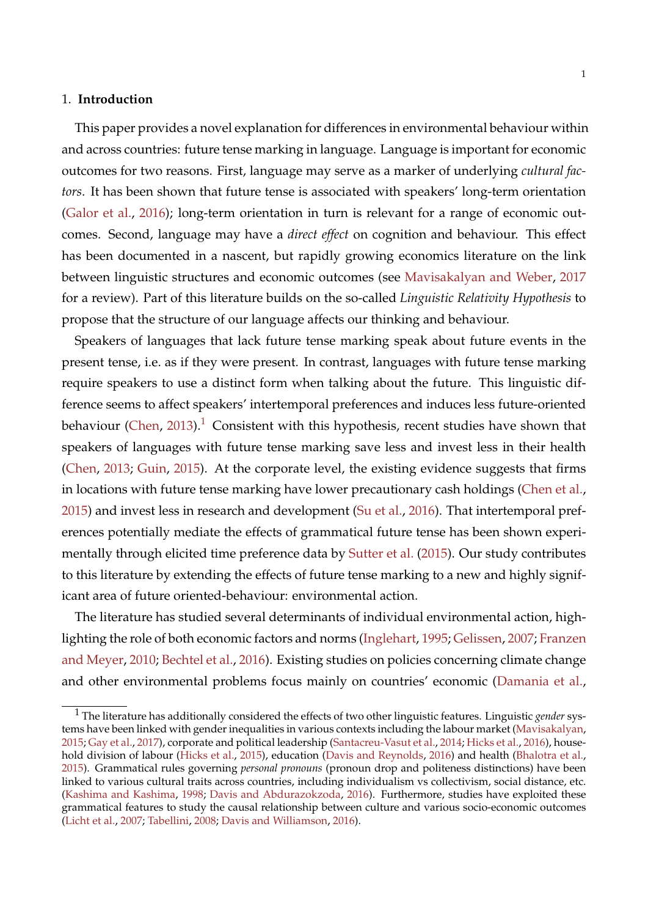## 1. Introduction

This paper provides a novel explanation for differences in environmental behaviour within and across countries: future tense marking in language. Language is important for economic outcomes for two reasons. First, language may serve as a marker of underlying *cultural factors*. It has been shown that future tense is associated with speakers' long-term orientation (Galor et al., 2016); long-term orientation in turn is relevant for a range of economic outcomes. Second, language may have a *direct effect* on cognition and behaviour. This effect has been documented in a nascent, but rapidly growing economics literature on the link between linguistic structures and economic outcomes (see Mavisakalyan and Weber, 2017 for a review). Part of this literature builds on the so-called *Linguistic Relativity Hypothesis* to propose that the structure of our language affects our thinking and behaviour.

Speakers of languages that lack future tense marking speak about future events in the present tense, i.e. as if they were present. In contrast, languages with future tense marking require speakers to use a distinct form when talking about the future. This linguistic difference seems to affect speakers' intertemporal preferences and induces less future-oriented behaviour (Chen, 2013).[1] Consistent with this hypothesis, recent studies have shown that speakers of languages with future tense marking save less and invest less in their health (Chen, 2013; Guin, 2015). At the corporate level, the existing evidence suggests that firms in locations with future tense marking have lower precautionary cash holdings (Chen et al., 2015) and invest less in research and development (Su et al., 2016). That intertemporal preferences potentially mediate the effects of grammatical future tense has been shown experimentally through elicited time preference data by Sutter et al. (2015). Our study contributes to this literature by extending the effects of future tense marking to a new and highly significant area of future oriented-behaviour: environmental action.

The literature has studied several determinants of individual environmental action, highlighting the role of both economic factors and norms (Inglehart, 1995; Gelissen, 2007; Franzen and Meyer, 2010; Bechtel et al., 2016). Existing studies on policies concerning climate change and other environmental problems focus mainly on countries' economic (Damania et al.,

[1] The literature has additionally considered the effects of two other linguistic features. Linguistic *gender* systems have been linked with gender inequalities in various contexts including the labour market (Mavisakalyan, 2015; Gay et al., 2017), corporate and political leadership (Santacreu-Vasut et al., 2014; Hicks et al., 2016), household division of labour (Hicks et al., 2015), education (Davis and Reynolds, 2016) and health (Bhalotra et al., 2015). Grammatical rules governing *personal pronouns* (pronoun drop and politeness distinctions) have been linked to various cultural traits across countries, including individualism vs collectivism, social distance, etc. (Kashima and Kashima, 1998; Davis and Abdurazokzoda, 2016). Furthermore, studies have exploited these grammatical features to study the causal relationship between culture and various socio-economic outcomes (Licht et al., 2007; Tabellini, 2008; Davis and Williamson, 2016).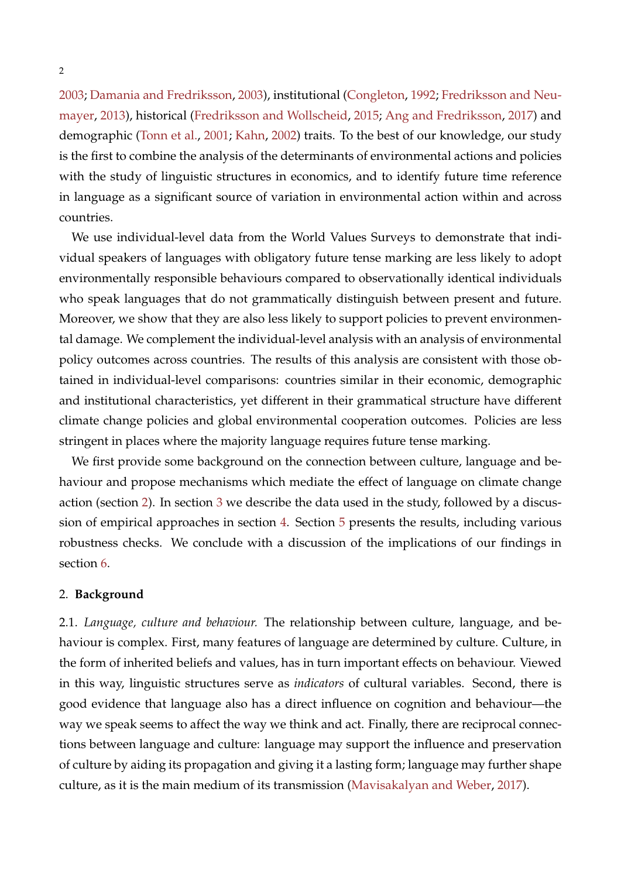2003; Damania and Fredriksson, 2003), institutional (Congleton, 1992; Fredriksson and Neumayer, 2013), historical (Fredriksson and Wollscheid, 2015; Ang and Fredriksson, 2017) and demographic (Tonn et al., 2001; Kahn, 2002) traits. To the best of our knowledge, our study is the first to combine the analysis of the determinants of environmental actions and policies with the study of linguistic structures in economics, and to identify future time reference in language as a significant source of variation in environmental action within and across countries.

We use individual-level data from the World Values Surveys to demonstrate that individual speakers of languages with obligatory future tense marking are less likely to adopt environmentally responsible behaviours compared to observationally identical individuals who speak languages that do not grammatically distinguish between present and future. Moreover, we show that they are also less likely to support policies to prevent environmental damage. We complement the individual-level analysis with an analysis of environmental policy outcomes across countries. The results of this analysis are consistent with those obtained in individual-level comparisons: countries similar in their economic, demographic and institutional characteristics, yet different in their grammatical structure have different climate change policies and global environmental cooperation outcomes. Policies are less stringent in places where the majority language requires future tense marking.

We first provide some background on the connection between culture, language and behaviour and propose mechanisms which mediate the effect of language on climate change action (section 2). In section 3 we describe the data used in the study, followed by a discussion of empirical approaches in section 4. Section 5 presents the results, including various robustness checks. We conclude with a discussion of the implications of our findings in section 6.

## 2. **Background**

2.1. *Language, culture and behaviour.* The relationship between culture, language, and behaviour is complex. First, many features of language are determined by culture. Culture, in the form of inherited beliefs and values, has in turn important effects on behaviour. Viewed in this way, linguistic structures serve as *indicators* of cultural variables. Second, there is good evidence that language also has a direct influence on cognition and behaviour—the way we speak seems to affect the way we think and act. Finally, there are reciprocal connections between language and culture: language may support the influence and preservation of culture by aiding its propagation and giving it a lasting form; language may further shape culture, as it is the main medium of its transmission (Mavisakalyan and Weber, 2017).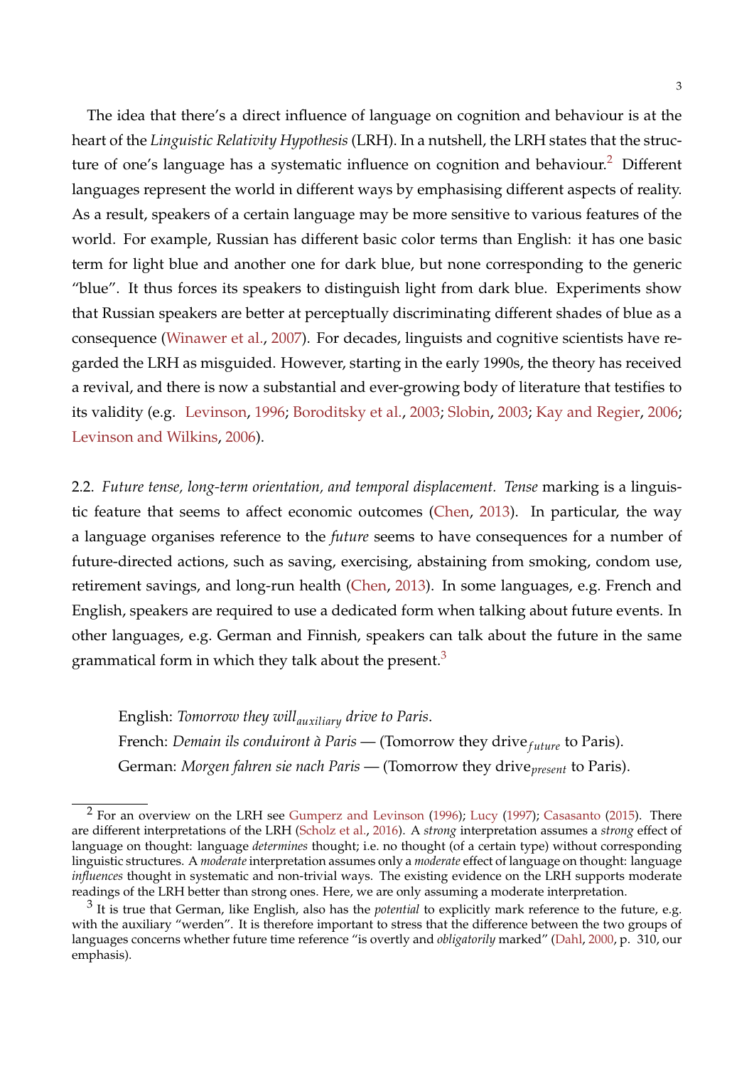The idea that there's a direct influence of language on cognition and behaviour is at the heart of the *Linguistic Relativity Hypothesis* (LRH). In a nutshell, the LRH states that the structure of one's language has a systematic influence on cognition and behaviour.[2] Different languages represent the world in different ways by emphasising different aspects of reality. As a result, speakers of a certain language may be more sensitive to various features of the world. For example, Russian has different basic color terms than English: it has one basic term for light blue and another one for dark blue, but none corresponding to the generic "blue". It thus forces its speakers to distinguish light from dark blue. Experiments show that Russian speakers are better at perceptually discriminating different shades of blue as a consequence (Winawer et al., 2007). For decades, linguists and cognitive scientists have regarded the LRH as misguided. However, starting in the early 1990s, the theory has received a revival, and there is now a substantial and ever-growing body of literature that testifies to its validity (e.g. Levinson, 1996; Boroditsky et al., 2003; Slobin, 2003; Kay and Regier, 2006; Levinson and Wilkins, 2006).

2.2. *Future tense, long-term orientation, and temporal displacement. Tense* marking is a linguistic feature that seems to affect economic outcomes (Chen, 2013). In particular, the way a language organises reference to the *future* seems to have consequences for a number of future-directed actions, such as saving, exercising, abstaining from smoking, condom use, retirement savings, and long-run health (Chen, 2013). In some languages, e.g. French and English, speakers are required to use a dedicated form when talking about future events. In other languages, e.g. German and Finnish, speakers can talk about the future in the same grammatical form in which they talk about the present.[3]

> English: *Tomorrow they will*$_{auxiliary}$ *drive to Paris*.
> French: *Demain ils conduiront à Paris* — (Tomorrow they drive$_{future}$ to Paris).
> German: *Morgen fahren sie nach Paris* — (Tomorrow they drive$_{present}$ to Paris).

---

[2] For an overview on the LRH see Gumperz and Levinson (1996); Lucy (1997); Casasanto (2015). There are different interpretations of the LRH (Scholz et al., 2016). A *strong* interpretation assumes a *strong* effect of language on thought: language *determines* thought; i.e. no thought (of a certain type) without corresponding linguistic structures. A *moderate* interpretation assumes only a *moderate* effect of language on thought: language *influences* thought in systematic and non-trivial ways. The existing evidence on the LRH supports moderate readings of the LRH better than strong ones. Here, we are only assuming a moderate interpretation.

[3] It is true that German, like English, also has the *potential* to explicitly mark reference to the future, e.g. with the auxiliary "werden". It is therefore important to stress that the difference between the two groups of languages concerns whether future time reference "is overtly and *obligatorily* marked" (Dahl, 2000, p. 310, our emphasis).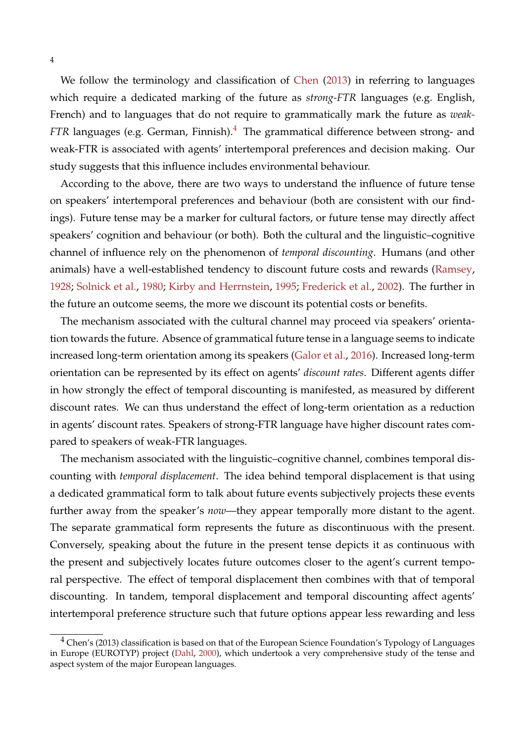We follow the terminology and classification of Chen (2013) in referring to languages which require a dedicated marking of the future as *strong-FTR* languages (e.g. English, French) and to languages that do not require to grammatically mark the future as *weak-FTR* languages (e.g. German, Finnish).[4] The grammatical difference between strong- and weak-FTR is associated with agents' intertemporal preferences and decision making. Our study suggests that this influence includes environmental behaviour.

According to the above, there are two ways to understand the influence of future tense on speakers' intertemporal preferences and behaviour (both are consistent with our findings). Future tense may be a marker for cultural factors, or future tense may directly affect speakers' cognition and behaviour (or both). Both the cultural and the linguistic–cognitive channel of influence rely on the phenomenon of *temporal discounting*. Humans (and other animals) have a well-established tendency to discount future costs and rewards (Ramsey, 1928; Solnick et al., 1980; Kirby and Herrnstein, 1995; Frederick et al., 2002). The further in the future an outcome seems, the more we discount its potential costs or benefits.

The mechanism associated with the cultural channel may proceed via speakers' orientation towards the future. Absence of grammatical future tense in a language seems to indicate increased long-term orientation among its speakers (Galor et al., 2016). Increased long-term orientation can be represented by its effect on agents' *discount rates*. Different agents differ in how strongly the effect of temporal discounting is manifested, as measured by different discount rates. We can thus understand the effect of long-term orientation as a reduction in agents' discount rates. Speakers of strong-FTR language have higher discount rates compared to speakers of weak-FTR languages.

The mechanism associated with the linguistic–cognitive channel, combines temporal discounting with *temporal displacement*. The idea behind temporal displacement is that using a dedicated grammatical form to talk about future events subjectively projects these events further away from the speaker's *now*—they appear temporally more distant to the agent. The separate grammatical form represents the future as discontinuous with the present. Conversely, speaking about the future in the present tense depicts it as continuous with the present and subjectively locates future outcomes closer to the agent's current temporal perspective. The effect of temporal displacement then combines with that of temporal discounting. In tandem, temporal displacement and temporal discounting affect agents' intertemporal preference structure such that future options appear less rewarding and less

[4] Chen's (2013) classification is based on that of the European Science Foundation's Typology of Languages in Europe (EUROTYP) project (Dahl, 2000), which undertook a very comprehensive study of the tense and aspect system of the major European languages.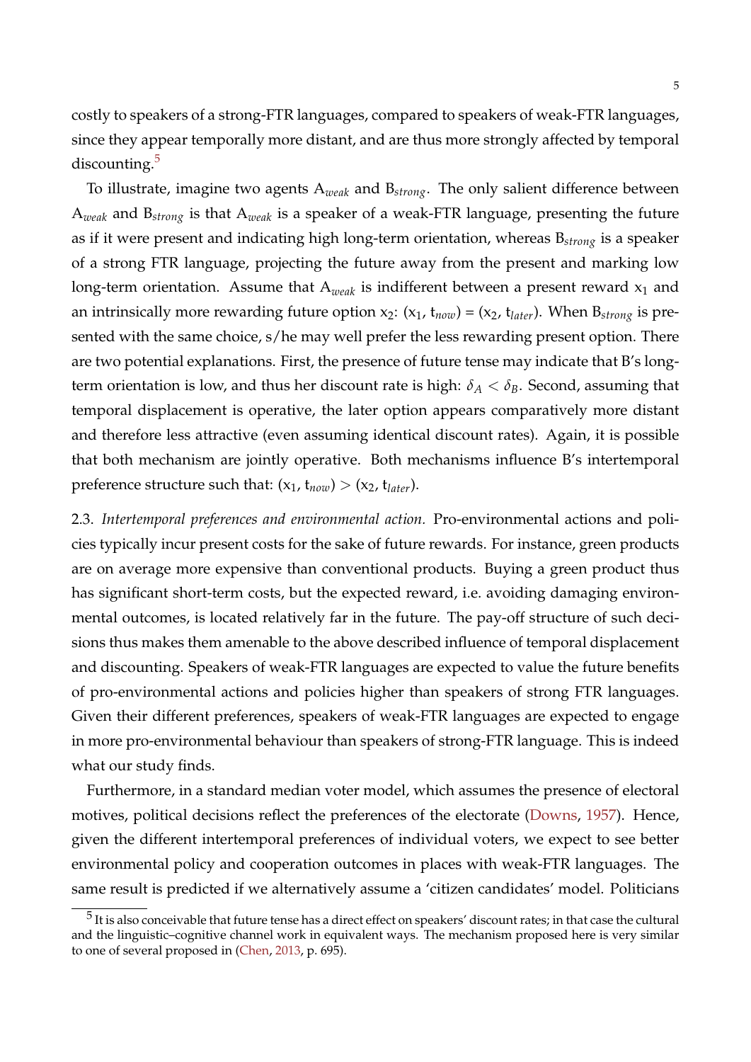costly to speakers of a strong-FTR languages, compared to speakers of weak-FTR languages, since they appear temporally more distant, and are thus more strongly affected by temporal discounting.[5]

To illustrate, imagine two agents $A_{weak}$ and $B_{strong}$. The only salient difference between $A_{weak}$ and $B_{strong}$ is that $A_{weak}$ is a speaker of a weak-FTR language, presenting the future as if it were present and indicating high long-term orientation, whereas $B_{strong}$ is a speaker of a strong FTR language, projecting the future away from the present and marking low long-term orientation. Assume that $A_{weak}$ is indifferent between a present reward $x_1$ and an intrinsically more rewarding future option $x_2$: $(x_1, t_{now}) = (x_2, t_{later})$. When $B_{strong}$ is presented with the same choice, s/he may well prefer the less rewarding present option. There are two potential explanations. First, the presence of future tense may indicate that B's long-term orientation is low, and thus her discount rate is high: $\delta_A < \delta_B$. Second, assuming that temporal displacement is operative, the later option appears comparatively more distant and therefore less attractive (even assuming identical discount rates). Again, it is possible that both mechanism are jointly operative. Both mechanisms influence B's intertemporal preference structure such that: $(x_1, t_{now}) > (x_2, t_{later})$.

2.3. *Intertemporal preferences and environmental action.* Pro-environmental actions and policies typically incur present costs for the sake of future rewards. For instance, green products are on average more expensive than conventional products. Buying a green product thus has significant short-term costs, but the expected reward, i.e. avoiding damaging environmental outcomes, is located relatively far in the future. The pay-off structure of such decisions thus makes them amenable to the above described influence of temporal displacement and discounting. Speakers of weak-FTR languages are expected to value the future benefits of pro-environmental actions and policies higher than speakers of strong FTR languages. Given their different preferences, speakers of weak-FTR languages are expected to engage in more pro-environmental behaviour than speakers of strong-FTR language. This is indeed what our study finds.

Furthermore, in a standard median voter model, which assumes the presence of electoral motives, political decisions reflect the preferences of the electorate (Downs, 1957). Hence, given the different intertemporal preferences of individual voters, we expect to see better environmental policy and cooperation outcomes in places with weak-FTR languages. The same result is predicted if we alternatively assume a 'citizen candidates' model. Politicians

---

[5] It is also conceivable that future tense has a direct effect on speakers' discount rates; in that case the cultural and the linguistic–cognitive channel work in equivalent ways. The mechanism proposed here is very similar to one of several proposed in (Chen, 2013, p. 695).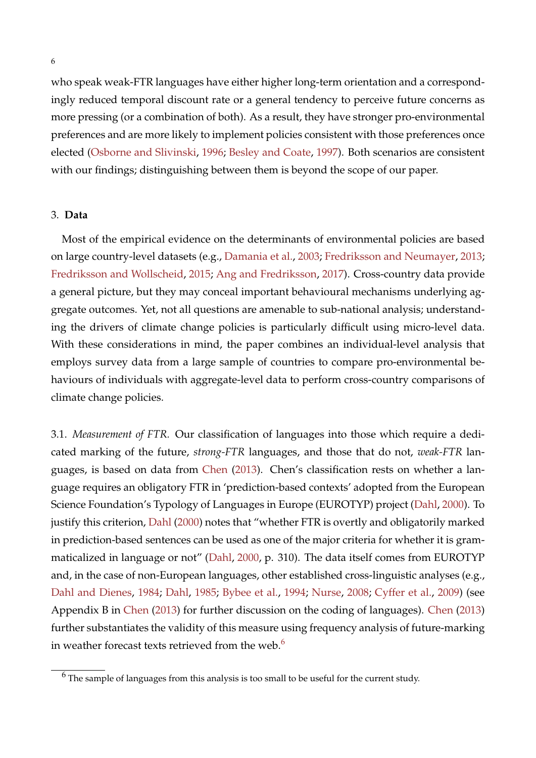who speak weak-FTR languages have either higher long-term orientation and a correspondingly reduced temporal discount rate or a general tendency to perceive future concerns as more pressing (or a combination of both). As a result, they have stronger pro-environmental preferences and are more likely to implement policies consistent with those preferences once elected (Osborne and Slivinski, 1996; Besley and Coate, 1997). Both scenarios are consistent with our findings; distinguishing between them is beyond the scope of our paper.

## 3. Data

Most of the empirical evidence on the determinants of environmental policies are based on large country-level datasets (e.g., Damania et al., 2003; Fredriksson and Neumayer, 2013; Fredriksson and Wollscheid, 2015; Ang and Fredriksson, 2017). Cross-country data provide a general picture, but they may conceal important behavioural mechanisms underlying aggregate outcomes. Yet, not all questions are amenable to sub-national analysis; understanding the drivers of climate change policies is particularly difficult using micro-level data. With these considerations in mind, the paper combines an individual-level analysis that employs survey data from a large sample of countries to compare pro-environmental behaviours of individuals with aggregate-level data to perform cross-country comparisons of climate change policies.

3.1. *Measurement of FTR.* Our classification of languages into those which require a dedicated marking of the future, *strong-FTR* languages, and those that do not, *weak-FTR* languages, is based on data from Chen (2013). Chen's classification rests on whether a language requires an obligatory FTR in 'prediction-based contexts' adopted from the European Science Foundation's Typology of Languages in Europe (EUROTYP) project (Dahl, 2000). To justify this criterion, Dahl (2000) notes that "whether FTR is overtly and obligatorily marked in prediction-based sentences can be used as one of the major criteria for whether it is grammaticalized in language or not" (Dahl, 2000, p. 310). The data itself comes from EUROTYP and, in the case of non-European languages, other established cross-linguistic analyses (e.g., Dahl and Dienes, 1984; Dahl, 1985; Bybee et al., 1994; Nurse, 2008; Cyffer et al., 2009) (see Appendix B in Chen (2013) for further discussion on the coding of languages). Chen (2013) further substantiates the validity of this measure using frequency analysis of future-marking in weather forecast texts retrieved from the web.[6]

[6] The sample of languages from this analysis is too small to be useful for the current study.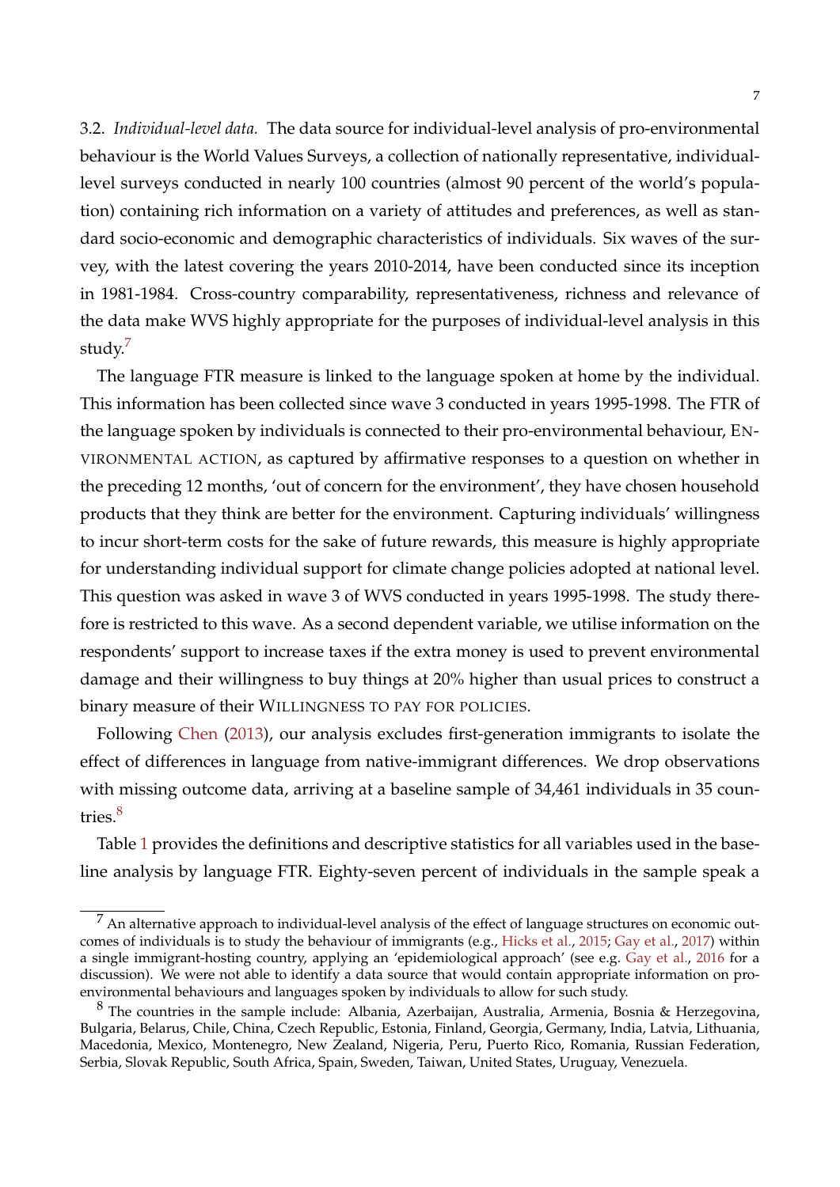3.2. *Individual-level data.* The data source for individual-level analysis of pro-environmental behaviour is the World Values Surveys, a collection of nationally representative, individual-level surveys conducted in nearly 100 countries (almost 90 percent of the world's population) containing rich information on a variety of attitudes and preferences, as well as standard socio-economic and demographic characteristics of individuals. Six waves of the survey, with the latest covering the years 2010-2014, have been conducted since its inception in 1981-1984. Cross-country comparability, representativeness, richness and relevance of the data make WVS highly appropriate for the purposes of individual-level analysis in this study.[7]

The language FTR measure is linked to the language spoken at home by the individual. This information has been collected since wave 3 conducted in years 1995-1998. The FTR of the language spoken by individuals is connected to their pro-environmental behaviour, ENVIRONMENTAL ACTION, as captured by affirmative responses to a question on whether in the preceding 12 months, 'out of concern for the environment', they have chosen household products that they think are better for the environment. Capturing individuals' willingness to incur short-term costs for the sake of future rewards, this measure is highly appropriate for understanding individual support for climate change policies adopted at national level. This question was asked in wave 3 of WVS conducted in years 1995-1998. The study therefore is restricted to this wave. As a second dependent variable, we utilise information on the respondents' support to increase taxes if the extra money is used to prevent environmental damage and their willingness to buy things at 20% higher than usual prices to construct a binary measure of their WILLINGNESS TO PAY FOR POLICIES.

Following Chen (2013), our analysis excludes first-generation immigrants to isolate the effect of differences in language from native-immigrant differences. We drop observations with missing outcome data, arriving at a baseline sample of 34,461 individuals in 35 countries.[8]

Table 1 provides the definitions and descriptive statistics for all variables used in the baseline analysis by language FTR. Eighty-seven percent of individuals in the sample speak a

[7] An alternative approach to individual-level analysis of the effect of language structures on economic outcomes of individuals is to study the behaviour of immigrants (e.g., Hicks et al., 2015; Gay et al., 2017) within a single immigrant-hosting country, applying an 'epidemiological approach' (see e.g. Gay et al., 2016 for a discussion). We were not able to identify a data source that would contain appropriate information on pro-environmental behaviours and languages spoken by individuals to allow for such study.

[8] The countries in the sample include: Albania, Azerbaijan, Australia, Armenia, Bosnia & Herzegovina, Bulgaria, Belarus, Chile, China, Czech Republic, Estonia, Finland, Georgia, Germany, India, Latvia, Lithuania, Macedonia, Mexico, Montenegro, New Zealand, Nigeria, Peru, Puerto Rico, Romania, Russian Federation, Serbia, Slovak Republic, South Africa, Spain, Sweden, Taiwan, United States, Uruguay, Venezuela.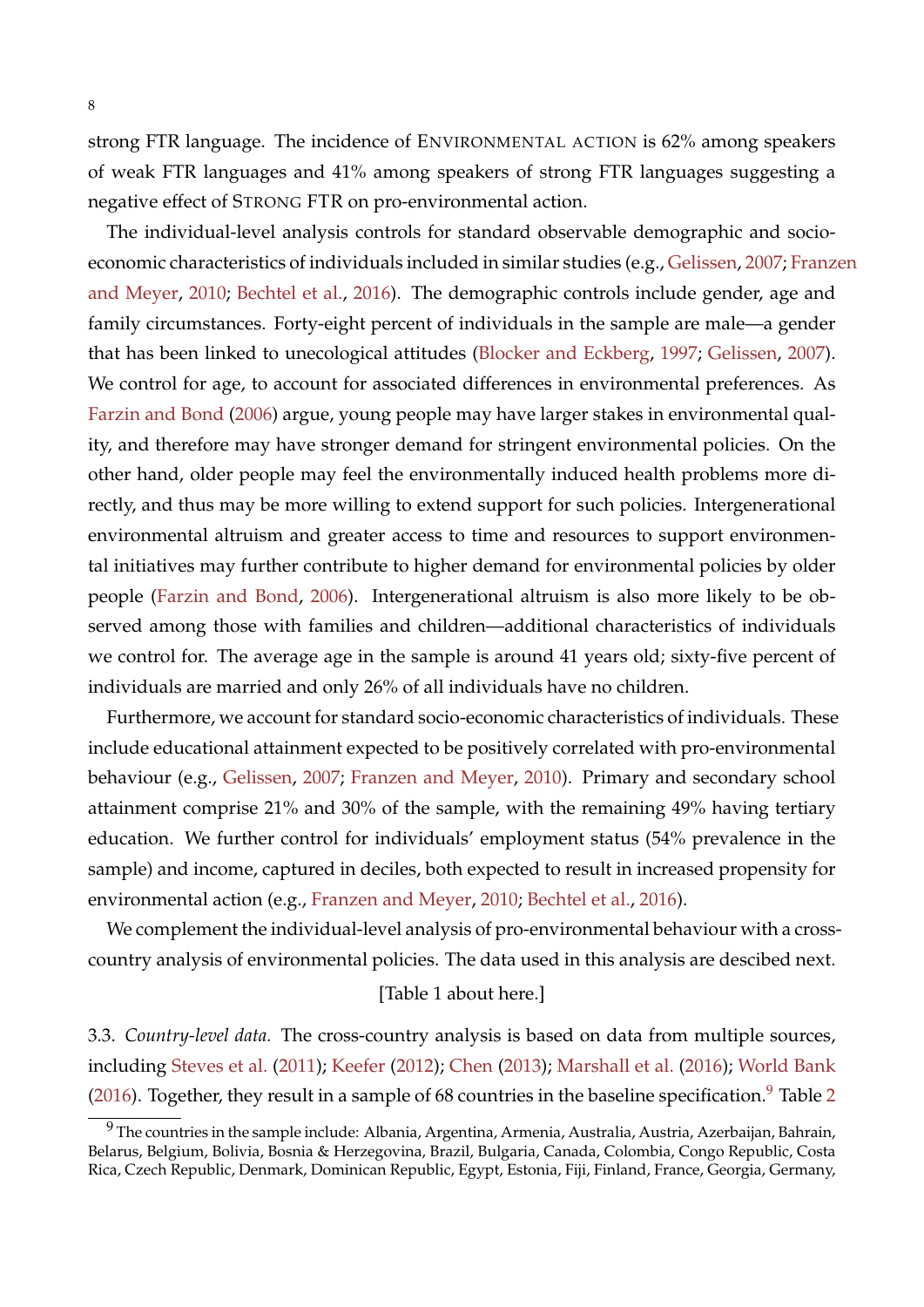strong FTR language. The incidence of ENVIRONMENTAL ACTION is 62% among speakers of weak FTR languages and 41% among speakers of strong FTR languages suggesting a negative effect of STRONG FTR on pro-environmental action.

The individual-level analysis controls for standard observable demographic and socio-economic characteristics of individuals included in similar studies (e.g., Gelissen, 2007; Franzen and Meyer, 2010; Bechtel et al., 2016). The demographic controls include gender, age and family circumstances. Forty-eight percent of individuals in the sample are male—a gender that has been linked to unecological attitudes (Blocker and Eckberg, 1997; Gelissen, 2007). We control for age, to account for associated differences in environmental preferences. As Farzin and Bond (2006) argue, young people may have larger stakes in environmental quality, and therefore may have stronger demand for stringent environmental policies. On the other hand, older people may feel the environmentally induced health problems more directly, and thus may be more willing to extend support for such policies. Intergenerational environmental altruism and greater access to time and resources to support environmental initiatives may further contribute to higher demand for environmental policies by older people (Farzin and Bond, 2006). Intergenerational altruism is also more likely to be observed among those with families and children—additional characteristics of individuals we control for. The average age in the sample is around 41 years old; sixty-five percent of individuals are married and only 26% of all individuals have no children.

Furthermore, we account for standard socio-economic characteristics of individuals. These include educational attainment expected to be positively correlated with pro-environmental behaviour (e.g., Gelissen, 2007; Franzen and Meyer, 2010). Primary and secondary school attainment comprise 21% and 30% of the sample, with the remaining 49% having tertiary education. We further control for individuals' employment status (54% prevalence in the sample) and income, captured in deciles, both expected to result in increased propensity for environmental action (e.g., Franzen and Meyer, 2010; Bechtel et al., 2016).

We complement the individual-level analysis of pro-environmental behaviour with a cross-country analysis of environmental policies. The data used in this analysis are descibed next.

[Table 1 about here.]

3.3. *Country-level data.* The cross-country analysis is based on data from multiple sources, including Steves et al. (2011); Keefer (2012); Chen (2013); Marshall et al. (2016); World Bank (2016). Together, they result in a sample of 68 countries in the baseline specification.[9] Table 2

[9] The countries in the sample include: Albania, Argentina, Armenia, Australia, Austria, Azerbaijan, Bahrain, Belarus, Belgium, Bolivia, Bosnia & Herzegovina, Brazil, Bulgaria, Canada, Colombia, Congo Republic, Costa Rica, Czech Republic, Denmark, Dominican Republic, Egypt, Estonia, Fiji, Finland, France, Georgia, Germany,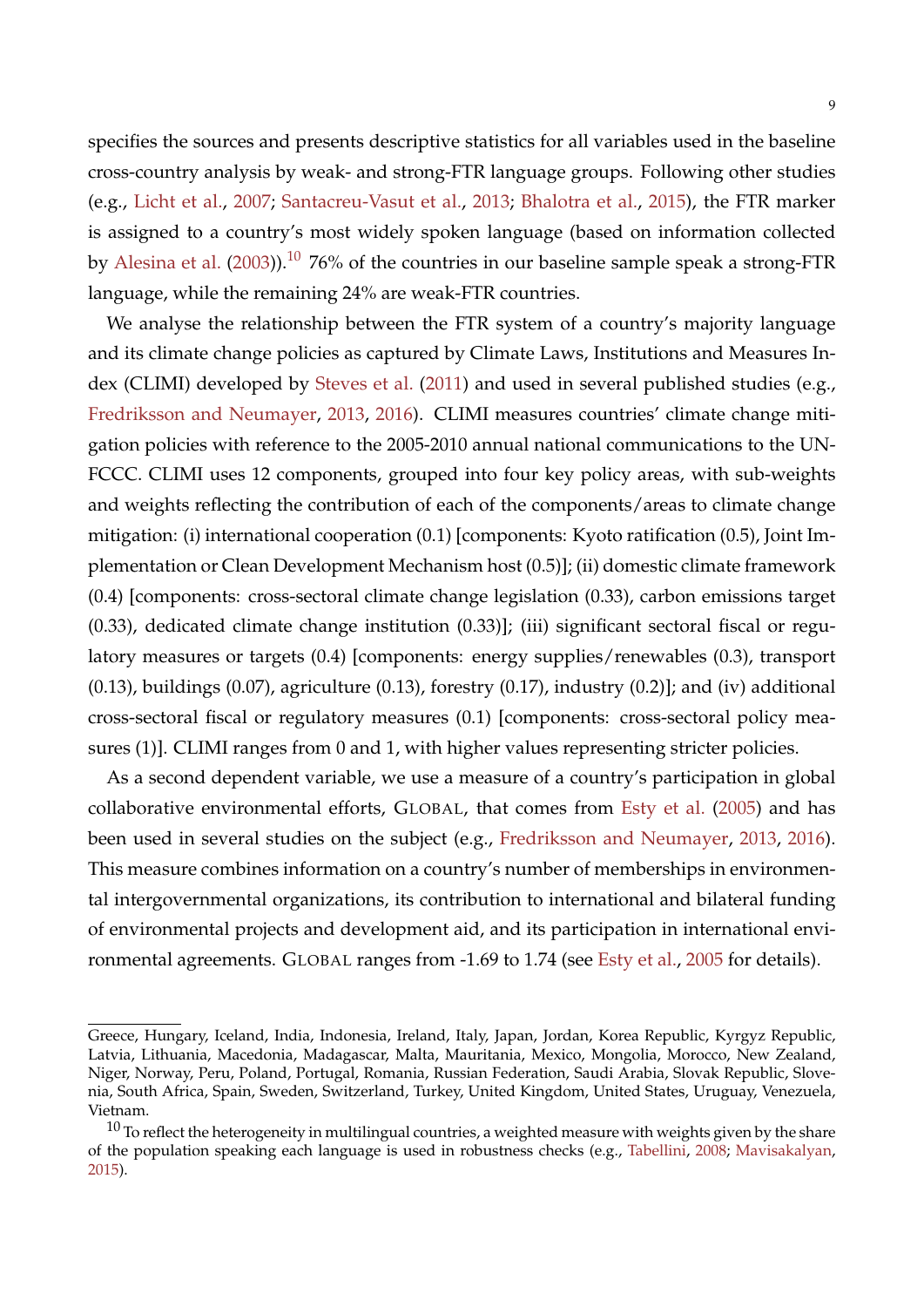specifies the sources and presents descriptive statistics for all variables used in the baseline cross-country analysis by weak- and strong-FTR language groups. Following other studies (e.g., Licht et al., 2007; Santacreu-Vasut et al., 2013; Bhalotra et al., 2015), the FTR marker is assigned to a country's most widely spoken language (based on information collected by Alesina et al. (2003)).[10] 76% of the countries in our baseline sample speak a strong-FTR language, while the remaining 24% are weak-FTR countries.

We analyse the relationship between the FTR system of a country's majority language and its climate change policies as captured by Climate Laws, Institutions and Measures Index (CLIMI) developed by Steves et al. (2011) and used in several published studies (e.g., Fredriksson and Neumayer, 2013, 2016). CLIMI measures countries' climate change mitigation policies with reference to the 2005-2010 annual national communications to the UNFCCC. CLIMI uses 12 components, grouped into four key policy areas, with sub-weights and weights reflecting the contribution of each of the components/areas to climate change mitigation: (i) international cooperation (0.1) [components: Kyoto ratification (0.5), Joint Implementation or Clean Development Mechanism host (0.5)]; (ii) domestic climate framework (0.4) [components: cross-sectoral climate change legislation (0.33), carbon emissions target (0.33), dedicated climate change institution (0.33)]; (iii) significant sectoral fiscal or regulatory measures or targets (0.4) [components: energy supplies/renewables (0.3), transport (0.13), buildings (0.07), agriculture (0.13), forestry (0.17), industry (0.2)]; and (iv) additional cross-sectoral fiscal or regulatory measures (0.1) [components: cross-sectoral policy measures (1)]. CLIMI ranges from 0 and 1, with higher values representing stricter policies.

As a second dependent variable, we use a measure of a country's participation in global collaborative environmental efforts, GLOBAL, that comes from Esty et al. (2005) and has been used in several studies on the subject (e.g., Fredriksson and Neumayer, 2013, 2016). This measure combines information on a country's number of memberships in environmental intergovernmental organizations, its contribution to international and bilateral funding of environmental projects and development aid, and its participation in international environmental agreements. GLOBAL ranges from -1.69 to 1.74 (see Esty et al., 2005 for details).

---

Greece, Hungary, Iceland, India, Indonesia, Ireland, Italy, Japan, Jordan, Korea Republic, Kyrgyz Republic, Latvia, Lithuania, Macedonia, Madagascar, Malta, Mauritania, Mexico, Mongolia, Morocco, New Zealand, Niger, Norway, Peru, Poland, Portugal, Romania, Russian Federation, Saudi Arabia, Slovak Republic, Slovenia, South Africa, Spain, Sweden, Switzerland, Turkey, United Kingdom, United States, Uruguay, Venezuela, Vietnam.

[10] To reflect the heterogeneity in multilingual countries, a weighted measure with weights given by the share of the population speaking each language is used in robustness checks (e.g., Tabellini, 2008; Mavisakalyan, 2015).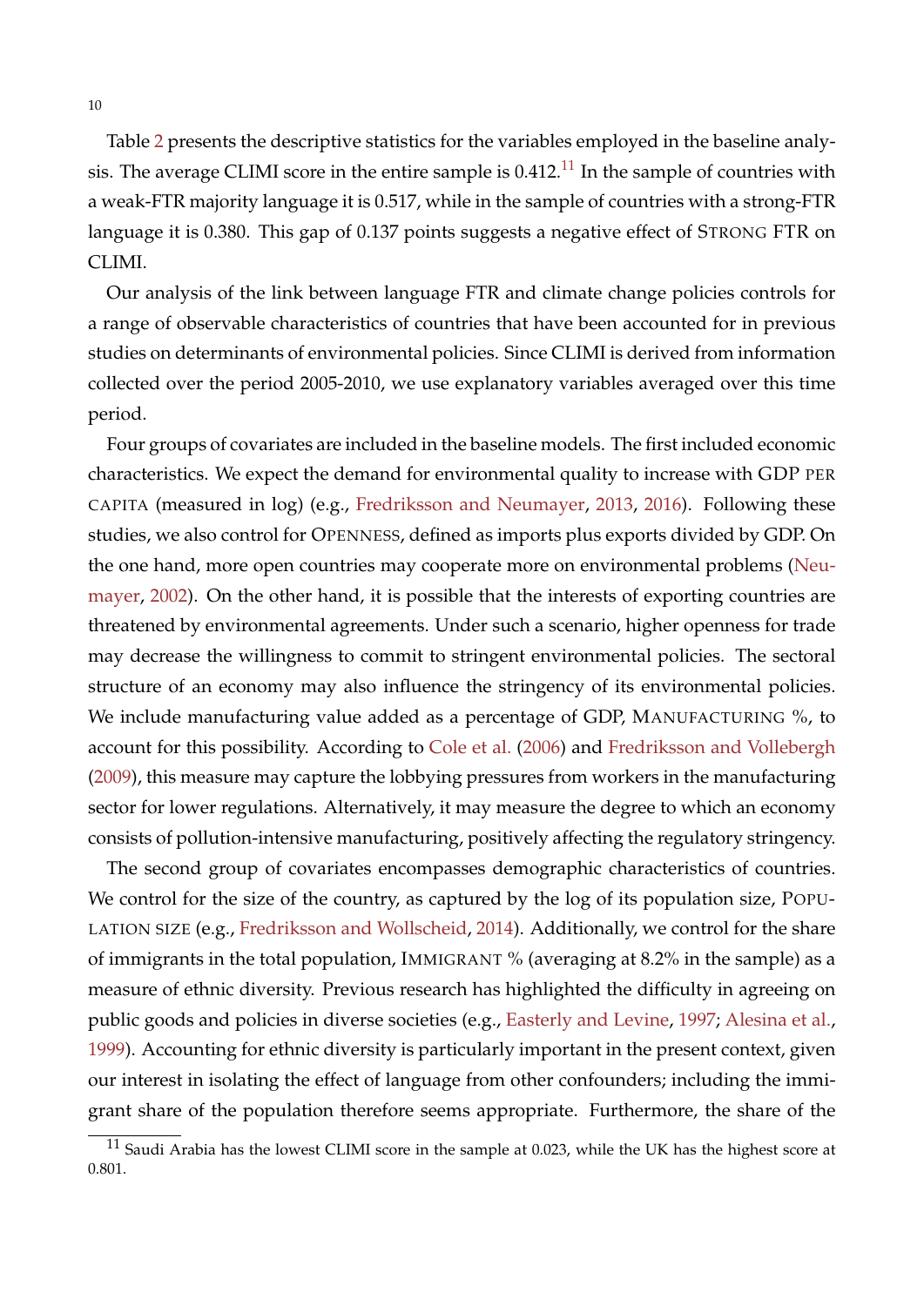Table 2 presents the descriptive statistics for the variables employed in the baseline analysis. The average CLIMI score in the entire sample is 0.412.[11] In the sample of countries with a weak-FTR majority language it is 0.517, while in the sample of countries with a strong-FTR language it is 0.380. This gap of 0.137 points suggests a negative effect of STRONG FTR on CLIMI.

Our analysis of the link between language FTR and climate change policies controls for a range of observable characteristics of countries that have been accounted for in previous studies on determinants of environmental policies. Since CLIMI is derived from information collected over the period 2005-2010, we use explanatory variables averaged over this time period.

Four groups of covariates are included in the baseline models. The first included economic characteristics. We expect the demand for environmental quality to increase with GDP PER CAPITA (measured in log) (e.g., Fredriksson and Neumayer, 2013, 2016). Following these studies, we also control for OPENNESS, defined as imports plus exports divided by GDP. On the one hand, more open countries may cooperate more on environmental problems (Neumayer, 2002). On the other hand, it is possible that the interests of exporting countries are threatened by environmental agreements. Under such a scenario, higher openness for trade may decrease the willingness to commit to stringent environmental policies. The sectoral structure of an economy may also influence the stringency of its environmental policies. We include manufacturing value added as a percentage of GDP, MANUFACTURING %, to account for this possibility. According to Cole et al. (2006) and Fredriksson and Vollebergh (2009), this measure may capture the lobbying pressures from workers in the manufacturing sector for lower regulations. Alternatively, it may measure the degree to which an economy consists of pollution-intensive manufacturing, positively affecting the regulatory stringency.

The second group of covariates encompasses demographic characteristics of countries. We control for the size of the country, as captured by the log of its population size, POPULATION SIZE (e.g., Fredriksson and Wollscheid, 2014). Additionally, we control for the share of immigrants in the total population, IMMIGRANT % (averaging at 8.2% in the sample) as a measure of ethnic diversity. Previous research has highlighted the difficulty in agreeing on public goods and policies in diverse societies (e.g., Easterly and Levine, 1997; Alesina et al., 1999). Accounting for ethnic diversity is particularly important in the present context, given our interest in isolating the effect of language from other confounders; including the immigrant share of the population therefore seems appropriate. Furthermore, the share of the

[11] Saudi Arabia has the lowest CLIMI score in the sample at 0.023, while the UK has the highest score at 0.801.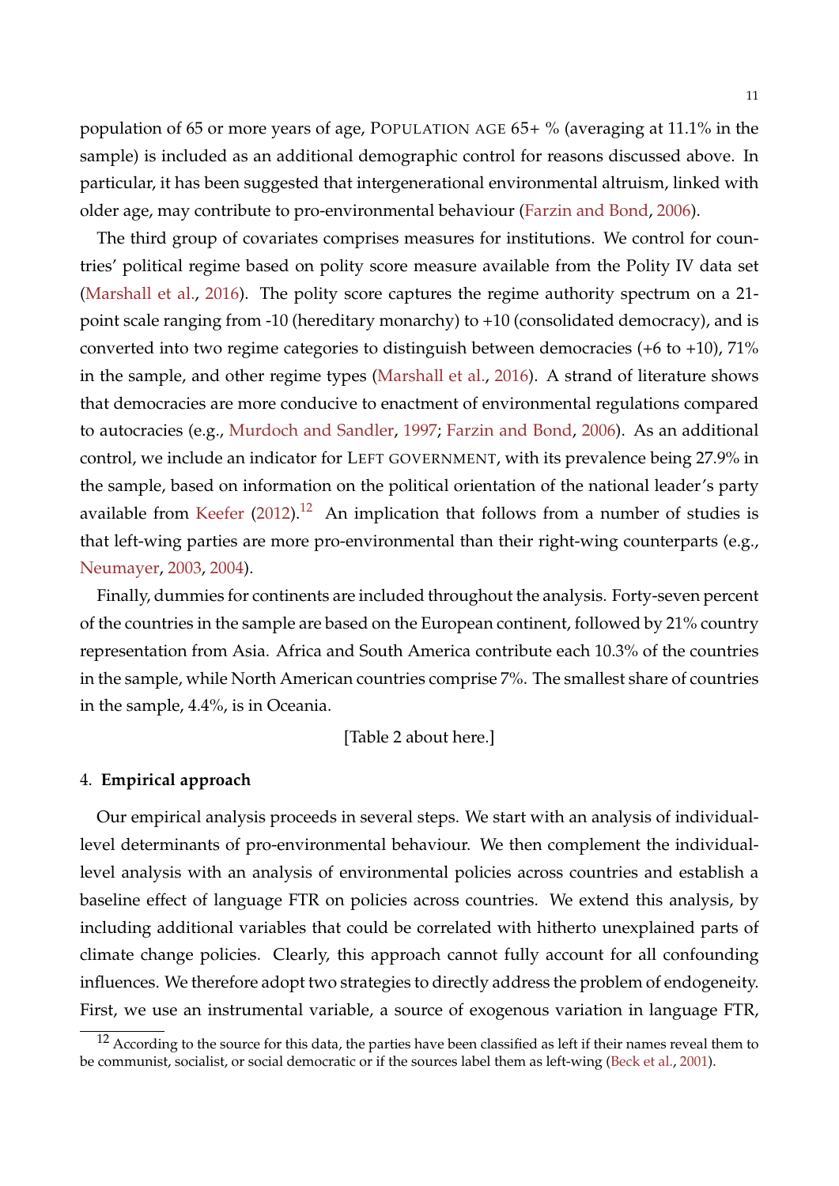population of 65 or more years of age, POPULATION AGE 65+ % (averaging at 11.1% in the sample) is included as an additional demographic control for reasons discussed above. In particular, it has been suggested that intergenerational environmental altruism, linked with older age, may contribute to pro-environmental behaviour (Farzin and Bond, 2006).

The third group of covariates comprises measures for institutions. We control for countries' political regime based on polity score measure available from the Polity IV data set (Marshall et al., 2016). The polity score captures the regime authority spectrum on a 21-point scale ranging from -10 (hereditary monarchy) to +10 (consolidated democracy), and is converted into two regime categories to distinguish between democracies (+6 to +10), 71% in the sample, and other regime types (Marshall et al., 2016). A strand of literature shows that democracies are more conducive to enactment of environmental regulations compared to autocracies (e.g., Murdoch and Sandler, 1997; Farzin and Bond, 2006). As an additional control, we include an indicator for LEFT GOVERNMENT, with its prevalence being 27.9% in the sample, based on information on the political orientation of the national leader's party available from Keefer (2012).[12] An implication that follows from a number of studies is that left-wing parties are more pro-environmental than their right-wing counterparts (e.g., Neumayer, 2003, 2004).

Finally, dummies for continents are included throughout the analysis. Forty-seven percent of the countries in the sample are based on the European continent, followed by 21% country representation from Asia. Africa and South America contribute each 10.3% of the countries in the sample, while North American countries comprise 7%. The smallest share of countries in the sample, 4.4%, is in Oceania.

[Table 2 about here.]

## 4. **Empirical approach**

Our empirical analysis proceeds in several steps. We start with an analysis of individual-level determinants of pro-environmental behaviour. We then complement the individual-level analysis with an analysis of environmental policies across countries and establish a baseline effect of language FTR on policies across countries. We extend this analysis, by including additional variables that could be correlated with hitherto unexplained parts of climate change policies. Clearly, this approach cannot fully account for all confounding influences. We therefore adopt two strategies to directly address the problem of endogeneity. First, we use an instrumental variable, a source of exogenous variation in language FTR,

[12] According to the source for this data, the parties have been classified as left if their names reveal them to be communist, socialist, or social democratic or if the sources label them as left-wing (Beck et al., 2001).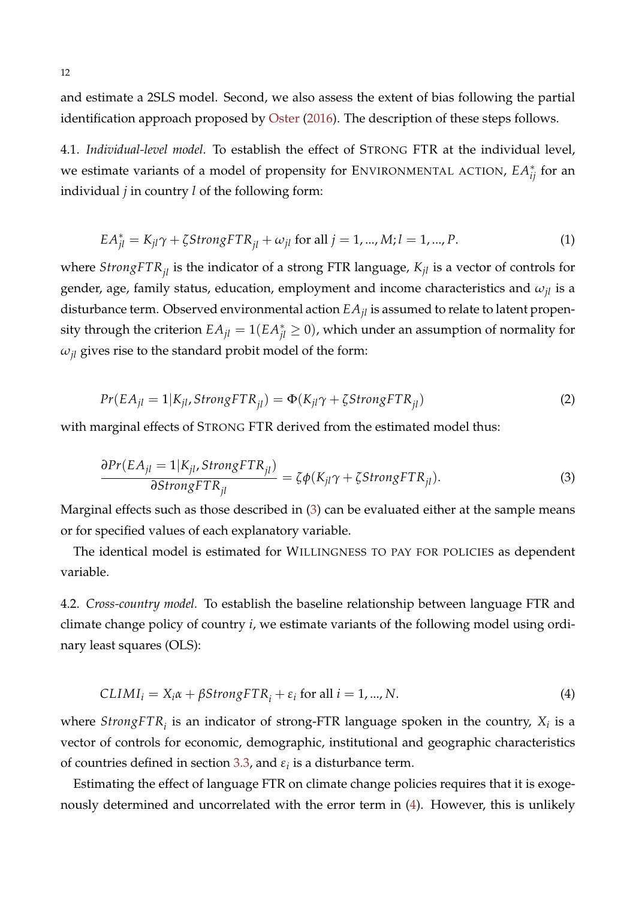and estimate a 2SLS model. Second, we also assess the extent of bias following the partial identification approach proposed by Oster (2016). The description of these steps follows.

4.1. *Individual-level model.* To establish the effect of STRONG FTR at the individual level, we estimate variants of a model of propensity for ENVIRONMENTAL ACTION, $EA^*_{ij}$ for an individual $j$ in country $l$ of the following form:

$$EA^*_{jl} = K_{jl}\gamma + \zeta StrongFTR_{jl} + \omega_{jl} \text{ for all } j = 1, ..., M; l = 1, ..., P. \tag{1}$$

where $StrongFTR_{jl}$ is the indicator of a strong FTR language, $K_{jl}$ is a vector of controls for gender, age, family status, education, employment and income characteristics and $\omega_{jl}$ is a disturbance term. Observed environmental action $EA_{jl}$ is assumed to relate to latent propensity through the criterion $EA_{jl} = 1(EA^*_{jl} \geq 0)$, which under an assumption of normality for $\omega_{jl}$ gives rise to the standard probit model of the form:

$$Pr(EA_{jl} = 1 | K_{jl}, StrongFTR_{jl}) = \Phi(K_{jl}\gamma + \zeta StrongFTR_{jl}) \tag{2}$$

with marginal effects of STRONG FTR derived from the estimated model thus:

$$\frac{\partial Pr(EA_{jl} = 1 | K_{jl}, StrongFTR_{jl})}{\partial StrongFTR_{jl}} = \zeta \phi(K_{jl}\gamma + \zeta StrongFTR_{jl}). \tag{3}$$

Marginal effects such as those described in (3) can be evaluated either at the sample means or for specified values of each explanatory variable.

The identical model is estimated for WILLINGNESS TO PAY FOR POLICIES as dependent variable.

4.2. *Cross-country model.* To establish the baseline relationship between language FTR and climate change policy of country $i$, we estimate variants of the following model using ordinary least squares (OLS):

$$CLIMI_i = X_i\alpha + \beta StrongFTR_i + \varepsilon_i \text{ for all } i = 1, ..., N. \tag{4}$$

where $StrongFTR_i$ is an indicator of strong-FTR language spoken in the country, $X_i$ is a vector of controls for economic, demographic, institutional and geographic characteristics of countries defined in section 3.3, and $\varepsilon_i$ is a disturbance term.

Estimating the effect of language FTR on climate change policies requires that it is exogenously determined and uncorrelated with the error term in (4). However, this is unlikely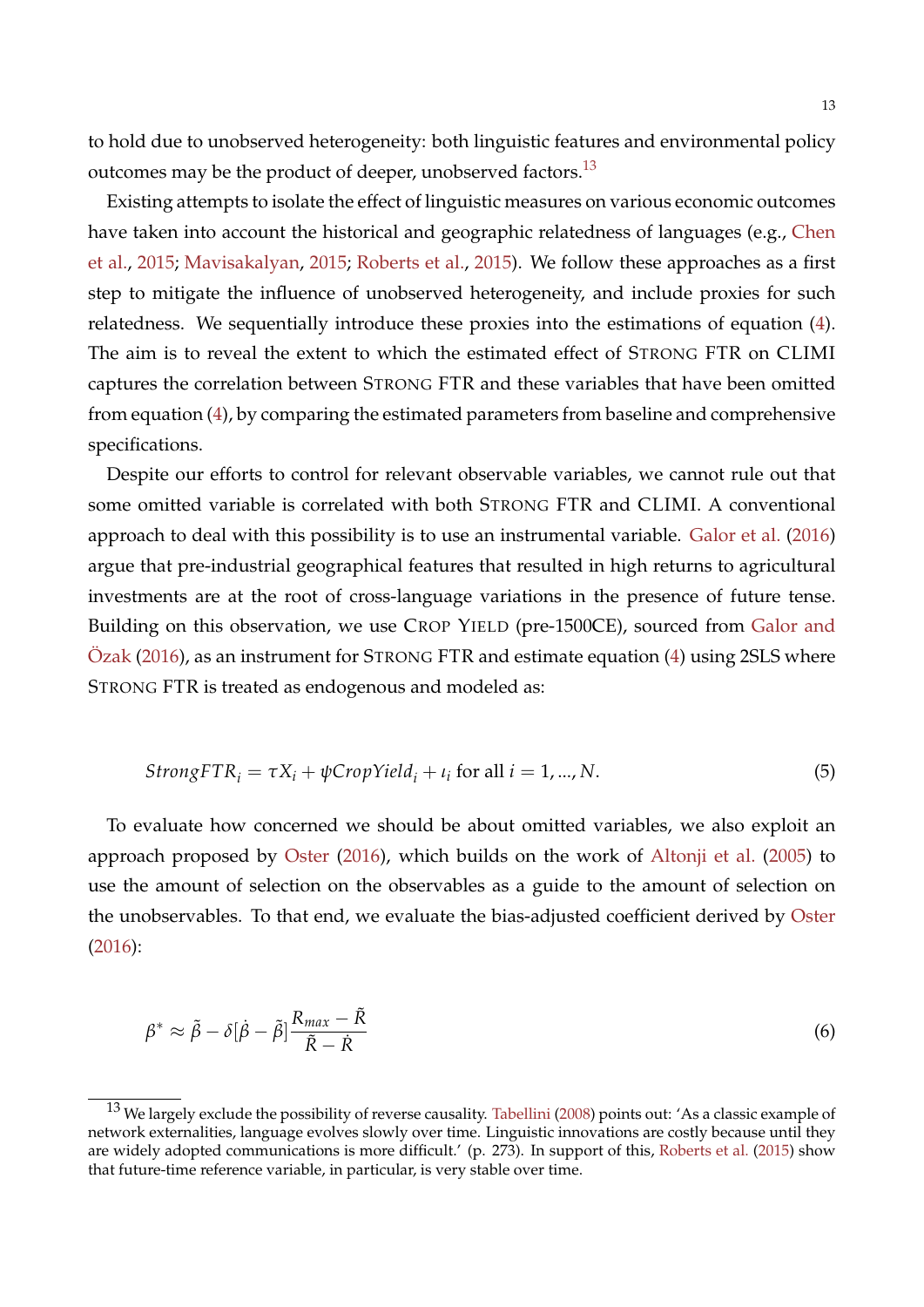to hold due to unobserved heterogeneity: both linguistic features and environmental policy outcomes may be the product of deeper, unobserved factors.[13]

Existing attempts to isolate the effect of linguistic measures on various economic outcomes have taken into account the historical and geographic relatedness of languages (e.g., Chen et al., 2015; Mavisakalyan, 2015; Roberts et al., 2015). We follow these approaches as a first step to mitigate the influence of unobserved heterogeneity, and include proxies for such relatedness. We sequentially introduce these proxies into the estimations of equation (4). The aim is to reveal the extent to which the estimated effect of STRONG FTR on CLIMI captures the correlation between STRONG FTR and these variables that have been omitted from equation (4), by comparing the estimated parameters from baseline and comprehensive specifications.

Despite our efforts to control for relevant observable variables, we cannot rule out that some omitted variable is correlated with both STRONG FTR and CLIMI. A conventional approach to deal with this possibility is to use an instrumental variable. Galor et al. (2016) argue that pre-industrial geographical features that resulted in high returns to agricultural investments are at the root of cross-language variations in the presence of future tense. Building on this observation, we use CROP YIELD (pre-1500CE), sourced from Galor and Özak (2016), as an instrument for STRONG FTR and estimate equation (4) using 2SLS where STRONG FTR is treated as endogenous and modeled as:

$$StrongFTR_i = \tau X_i + \psi CropYield_i + \iota_i \text{ for all } i = 1, ..., N. \tag{5}$$

To evaluate how concerned we should be about omitted variables, we also exploit an approach proposed by Oster (2016), which builds on the work of Altonji et al. (2005) to use the amount of selection on the observables as a guide to the amount of selection on the unobservables. To that end, we evaluate the bias-adjusted coefficient derived by Oster (2016):

$$\beta^* \approx \tilde{\beta} - \delta[\dot{\beta} - \tilde{\beta}] \frac{R_{max} - \tilde{R}}{\tilde{R} - \dot{R}} \tag{6}$$

[13] We largely exclude the possibility of reverse causality. Tabellini (2008) points out: 'As a classic example of network externalities, language evolves slowly over time. Linguistic innovations are costly because until they are widely adopted communications is more difficult.' (p. 273). In support of this, Roberts et al. (2015) show that future-time reference variable, in particular, is very stable over time.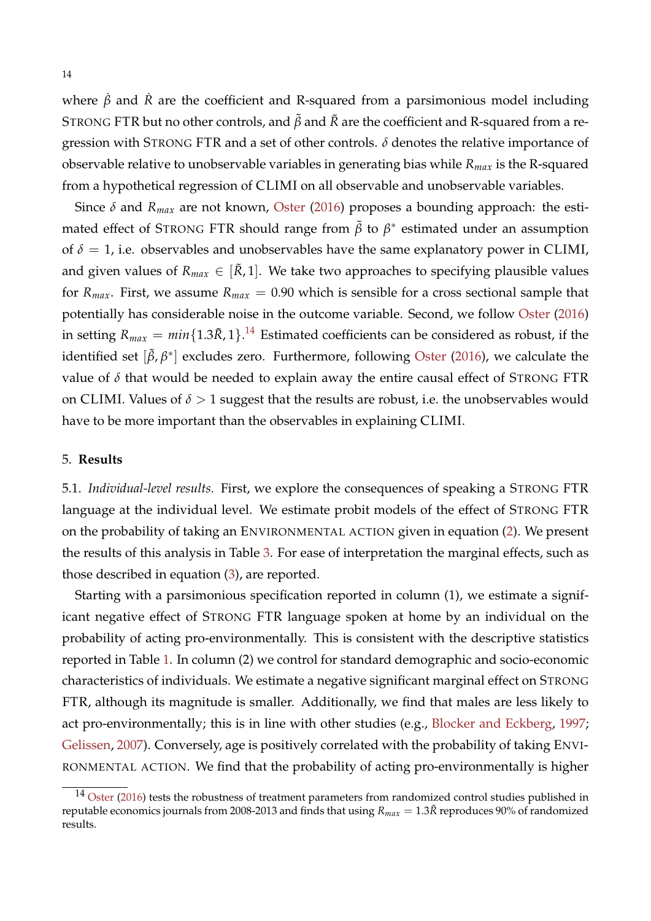where $\dot{\beta}$ and $\dot{R}$ are the coefficient and R-squared from a parsimonious model including STRONG FTR but no other controls, and $\tilde{\beta}$ and $\tilde{R}$ are the coefficient and R-squared from a regression with STRONG FTR and a set of other controls. $\delta$ denotes the relative importance of observable relative to unobservable variables in generating bias while $R_{max}$ is the R-squared from a hypothetical regression of CLIMI on all observable and unobservable variables.

Since $\delta$ and $R_{max}$ are not known, Oster (2016) proposes a bounding approach: the estimated effect of STRONG FTR should range from $\tilde{\beta}$ to $\beta^*$ estimated under an assumption of $\delta = 1$, i.e. observables and unobservables have the same explanatory power in CLIMI, and given values of $R_{max} \in [\tilde{R}, 1]$. We take two approaches to specifying plausible values for $R_{max}$. First, we assume $R_{max} = 0.90$ which is sensible for a cross sectional sample that potentially has considerable noise in the outcome variable. Second, we follow Oster (2016) in setting $R_{max} = min\{1.3\tilde{R}, 1\}$.[14] Estimated coefficients can be considered as robust, if the identified set $[\tilde{\beta}, \beta^*]$ excludes zero. Furthermore, following Oster (2016), we calculate the value of $\delta$ that would be needed to explain away the entire causal effect of STRONG FTR on CLIMI. Values of $\delta > 1$ suggest that the results are robust, i.e. the unobservables would have to be more important than the observables in explaining CLIMI.

## 5. **Results**

5.1. *Individual-level results.* First, we explore the consequences of speaking a STRONG FTR language at the individual level. We estimate probit models of the effect of STRONG FTR on the probability of taking an ENVIRONMENTAL ACTION given in equation (2). We present the results of this analysis in Table 3. For ease of interpretation the marginal effects, such as those described in equation (3), are reported.

Starting with a parsimonious specification reported in column (1), we estimate a significant negative effect of STRONG FTR language spoken at home by an individual on the probability of acting pro-environmentally. This is consistent with the descriptive statistics reported in Table 1. In column (2) we control for standard demographic and socio-economic characteristics of individuals. We estimate a negative significant marginal effect on STRONG FTR, although its magnitude is smaller. Additionally, we find that males are less likely to act pro-environmentally; this is in line with other studies (e.g., Blocker and Eckberg, 1997; Gelissen, 2007). Conversely, age is positively correlated with the probability of taking ENVIRONMENTAL ACTION. We find that the probability of acting pro-environmentally is higher

[14] Oster (2016) tests the robustness of treatment parameters from randomized control studies published in reputable economics journals from 2008-2013 and finds that using $R_{max} = 1.3\tilde{R}$ reproduces 90% of randomized results.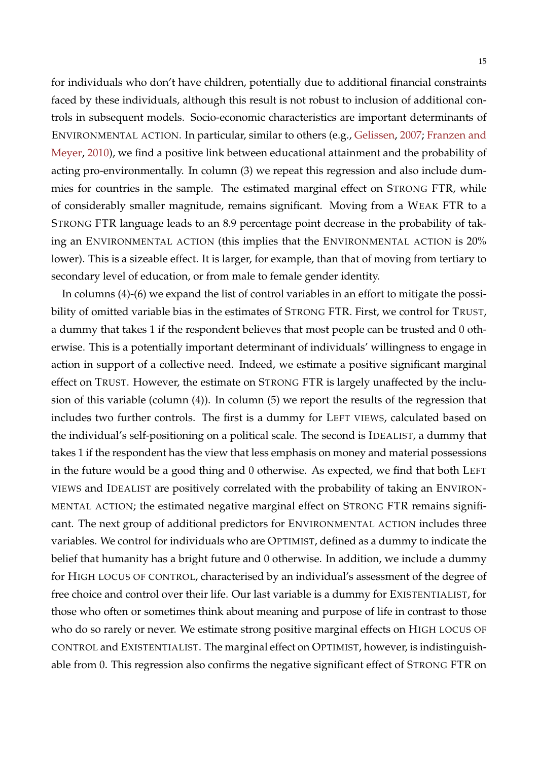for individuals who don't have children, potentially due to additional financial constraints faced by these individuals, although this result is not robust to inclusion of additional controls in subsequent models. Socio-economic characteristics are important determinants of ENVIRONMENTAL ACTION. In particular, similar to others (e.g., Gelissen, 2007; Franzen and Meyer, 2010), we find a positive link between educational attainment and the probability of acting pro-environmentally. In column (3) we repeat this regression and also include dummies for countries in the sample. The estimated marginal effect on STRONG FTR, while of considerably smaller magnitude, remains significant. Moving from a WEAK FTR to a STRONG FTR language leads to an 8.9 percentage point decrease in the probability of taking an ENVIRONMENTAL ACTION (this implies that the ENVIRONMENTAL ACTION is 20% lower). This is a sizeable effect. It is larger, for example, than that of moving from tertiary to secondary level of education, or from male to female gender identity.

In columns (4)-(6) we expand the list of control variables in an effort to mitigate the possibility of omitted variable bias in the estimates of STRONG FTR. First, we control for TRUST, a dummy that takes 1 if the respondent believes that most people can be trusted and 0 otherwise. This is a potentially important determinant of individuals' willingness to engage in action in support of a collective need. Indeed, we estimate a positive significant marginal effect on TRUST. However, the estimate on STRONG FTR is largely unaffected by the inclusion of this variable (column (4)). In column (5) we report the results of the regression that includes two further controls. The first is a dummy for LEFT VIEWS, calculated based on the individual's self-positioning on a political scale. The second is IDEALIST, a dummy that takes 1 if the respondent has the view that less emphasis on money and material possessions in the future would be a good thing and 0 otherwise. As expected, we find that both LEFT VIEWS and IDEALIST are positively correlated with the probability of taking an ENVIRONMENTAL ACTION; the estimated negative marginal effect on STRONG FTR remains significant. The next group of additional predictors for ENVIRONMENTAL ACTION includes three variables. We control for individuals who are OPTIMIST, defined as a dummy to indicate the belief that humanity has a bright future and 0 otherwise. In addition, we include a dummy for HIGH LOCUS OF CONTROL, characterised by an individual's assessment of the degree of free choice and control over their life. Our last variable is a dummy for EXISTENTIALIST, for those who often or sometimes think about meaning and purpose of life in contrast to those who do so rarely or never. We estimate strong positive marginal effects on HIGH LOCUS OF CONTROL and EXISTENTIALIST. The marginal effect on OPTIMIST, however, is indistinguishable from 0. This regression also confirms the negative significant effect of STRONG FTR on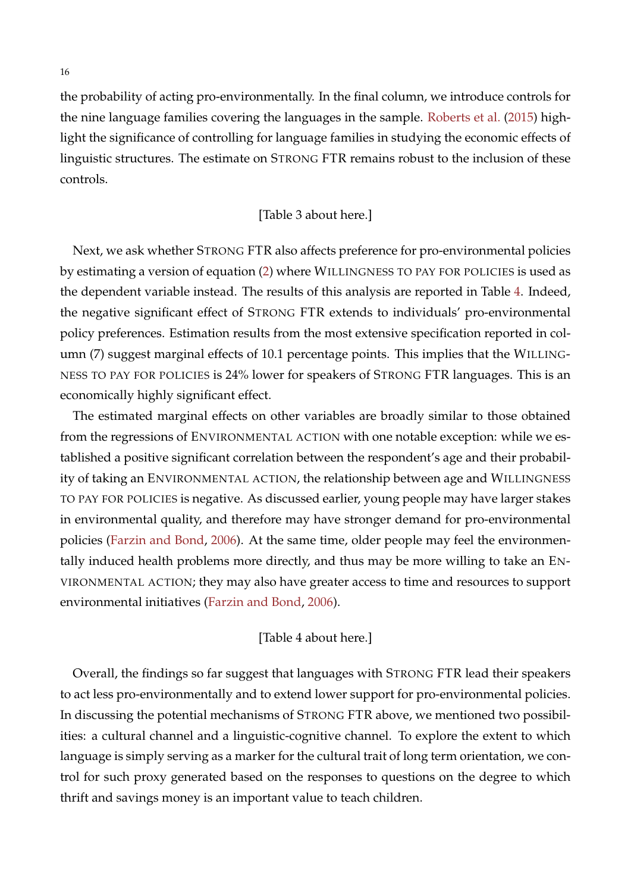the probability of acting pro-environmentally. In the final column, we introduce controls for the nine language families covering the languages in the sample. Roberts et al. (2015) highlight the significance of controlling for language families in studying the economic effects of linguistic structures. The estimate on STRONG FTR remains robust to the inclusion of these controls.

[Table 3 about here.]

Next, we ask whether STRONG FTR also affects preference for pro-environmental policies by estimating a version of equation (2) where WILLINGNESS TO PAY FOR POLICIES is used as the dependent variable instead. The results of this analysis are reported in Table 4. Indeed, the negative significant effect of STRONG FTR extends to individuals' pro-environmental policy preferences. Estimation results from the most extensive specification reported in column (7) suggest marginal effects of 10.1 percentage points. This implies that the WILLINGNESS TO PAY FOR POLICIES is 24% lower for speakers of STRONG FTR languages. This is an economically highly significant effect.

The estimated marginal effects on other variables are broadly similar to those obtained from the regressions of ENVIRONMENTAL ACTION with one notable exception: while we established a positive significant correlation between the respondent's age and their probability of taking an ENVIRONMENTAL ACTION, the relationship between age and WILLINGNESS TO PAY FOR POLICIES is negative. As discussed earlier, young people may have larger stakes in environmental quality, and therefore may have stronger demand for pro-environmental policies (Farzin and Bond, 2006). At the same time, older people may feel the environmentally induced health problems more directly, and thus may be more willing to take an ENVIRONMENTAL ACTION; they may also have greater access to time and resources to support environmental initiatives (Farzin and Bond, 2006).

[Table 4 about here.]

Overall, the findings so far suggest that languages with STRONG FTR lead their speakers to act less pro-environmentally and to extend lower support for pro-environmental policies. In discussing the potential mechanisms of STRONG FTR above, we mentioned two possibilities: a cultural channel and a linguistic-cognitive channel. To explore the extent to which language is simply serving as a marker for the cultural trait of long term orientation, we control for such proxy generated based on the responses to questions on the degree to which thrift and savings money is an important value to teach children.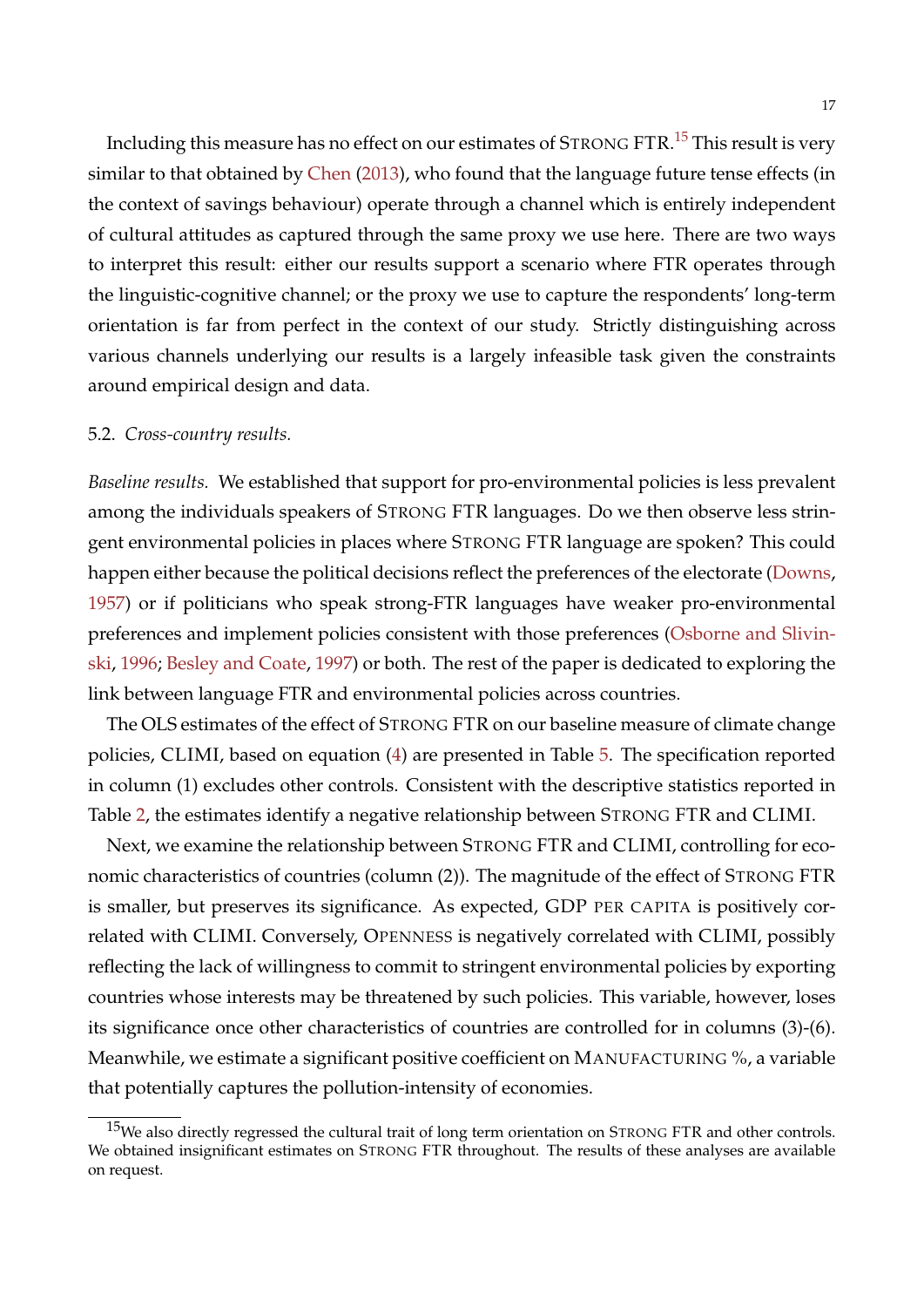Including this measure has no effect on our estimates of STRONG FTR.[15] This result is very similar to that obtained by Chen (2013), who found that the language future tense effects (in the context of savings behaviour) operate through a channel which is entirely independent of cultural attitudes as captured through the same proxy we use here. There are two ways to interpret this result: either our results support a scenario where FTR operates through the linguistic-cognitive channel; or the proxy we use to capture the respondents' long-term orientation is far from perfect in the context of our study. Strictly distinguishing across various channels underlying our results is a largely infeasible task given the constraints around empirical design and data.

### 5.2. *Cross-country results.*

*Baseline results.* We established that support for pro-environmental policies is less prevalent among the individuals speakers of STRONG FTR languages. Do we then observe less stringent environmental policies in places where STRONG FTR language are spoken? This could happen either because the political decisions reflect the preferences of the electorate (Downs, 1957) or if politicians who speak strong-FTR languages have weaker pro-environmental preferences and implement policies consistent with those preferences (Osborne and Slivinski, 1996; Besley and Coate, 1997) or both. The rest of the paper is dedicated to exploring the link between language FTR and environmental policies across countries.

The OLS estimates of the effect of STRONG FTR on our baseline measure of climate change policies, CLIMI, based on equation (4) are presented in Table 5. The specification reported in column (1) excludes other controls. Consistent with the descriptive statistics reported in Table 2, the estimates identify a negative relationship between STRONG FTR and CLIMI.

Next, we examine the relationship between STRONG FTR and CLIMI, controlling for economic characteristics of countries (column (2)). The magnitude of the effect of STRONG FTR is smaller, but preserves its significance. As expected, GDP PER CAPITA is positively correlated with CLIMI. Conversely, OPENNESS is negatively correlated with CLIMI, possibly reflecting the lack of willingness to commit to stringent environmental policies by exporting countries whose interests may be threatened by such policies. This variable, however, loses its significance once other characteristics of countries are controlled for in columns (3)-(6). Meanwhile, we estimate a significant positive coefficient on MANUFACTURING %, a variable that potentially captures the pollution-intensity of economies.

[15] We also directly regressed the cultural trait of long term orientation on STRONG FTR and other controls. We obtained insignificant estimates on STRONG FTR throughout. The results of these analyses are available on request.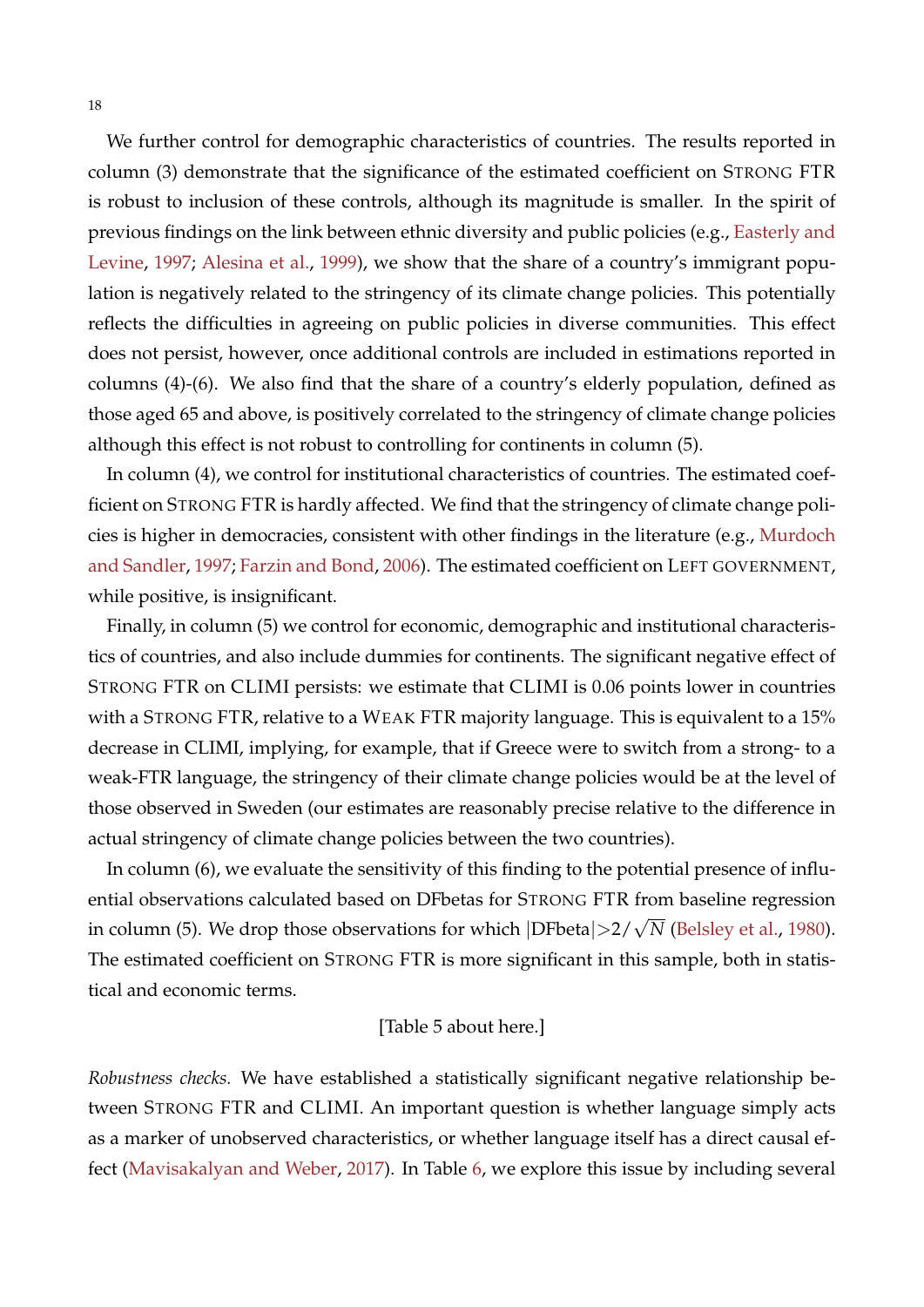We further control for demographic characteristics of countries. The results reported in column (3) demonstrate that the significance of the estimated coefficient on STRONG FTR is robust to inclusion of these controls, although its magnitude is smaller. In the spirit of previous findings on the link between ethnic diversity and public policies (e.g., Easterly and Levine, 1997; Alesina et al., 1999), we show that the share of a country's immigrant population is negatively related to the stringency of its climate change policies. This potentially reflects the difficulties in agreeing on public policies in diverse communities. This effect does not persist, however, once additional controls are included in estimations reported in columns (4)-(6). We also find that the share of a country's elderly population, defined as those aged 65 and above, is positively correlated to the stringency of climate change policies although this effect is not robust to controlling for continents in column (5).

In column (4), we control for institutional characteristics of countries. The estimated coefficient on STRONG FTR is hardly affected. We find that the stringency of climate change policies is higher in democracies, consistent with other findings in the literature (e.g., Murdoch and Sandler, 1997; Farzin and Bond, 2006). The estimated coefficient on LEFT GOVERNMENT, while positive, is insignificant.

Finally, in column (5) we control for economic, demographic and institutional characteristics of countries, and also include dummies for continents. The significant negative effect of STRONG FTR on CLIMI persists: we estimate that CLIMI is 0.06 points lower in countries with a STRONG FTR, relative to a WEAK FTR majority language. This is equivalent to a 15% decrease in CLIMI, implying, for example, that if Greece were to switch from a strong- to a weak-FTR language, the stringency of their climate change policies would be at the level of those observed in Sweden (our estimates are reasonably precise relative to the difference in actual stringency of climate change policies between the two countries).

In column (6), we evaluate the sensitivity of this finding to the potential presence of influential observations calculated based on DFbetas for STRONG FTR from baseline regression in column (5). We drop those observations for which $|\text{DFbeta}|>2/\sqrt{N}$ (Belsley et al., 1980). The estimated coefficient on STRONG FTR is more significant in this sample, both in statistical and economic terms.

[Table 5 about here.]

*Robustness checks.* We have established a statistically significant negative relationship between STRONG FTR and CLIMI. An important question is whether language simply acts as a marker of unobserved characteristics, or whether language itself has a direct causal effect (Mavisakalyan and Weber, 2017). In Table 6, we explore this issue by including several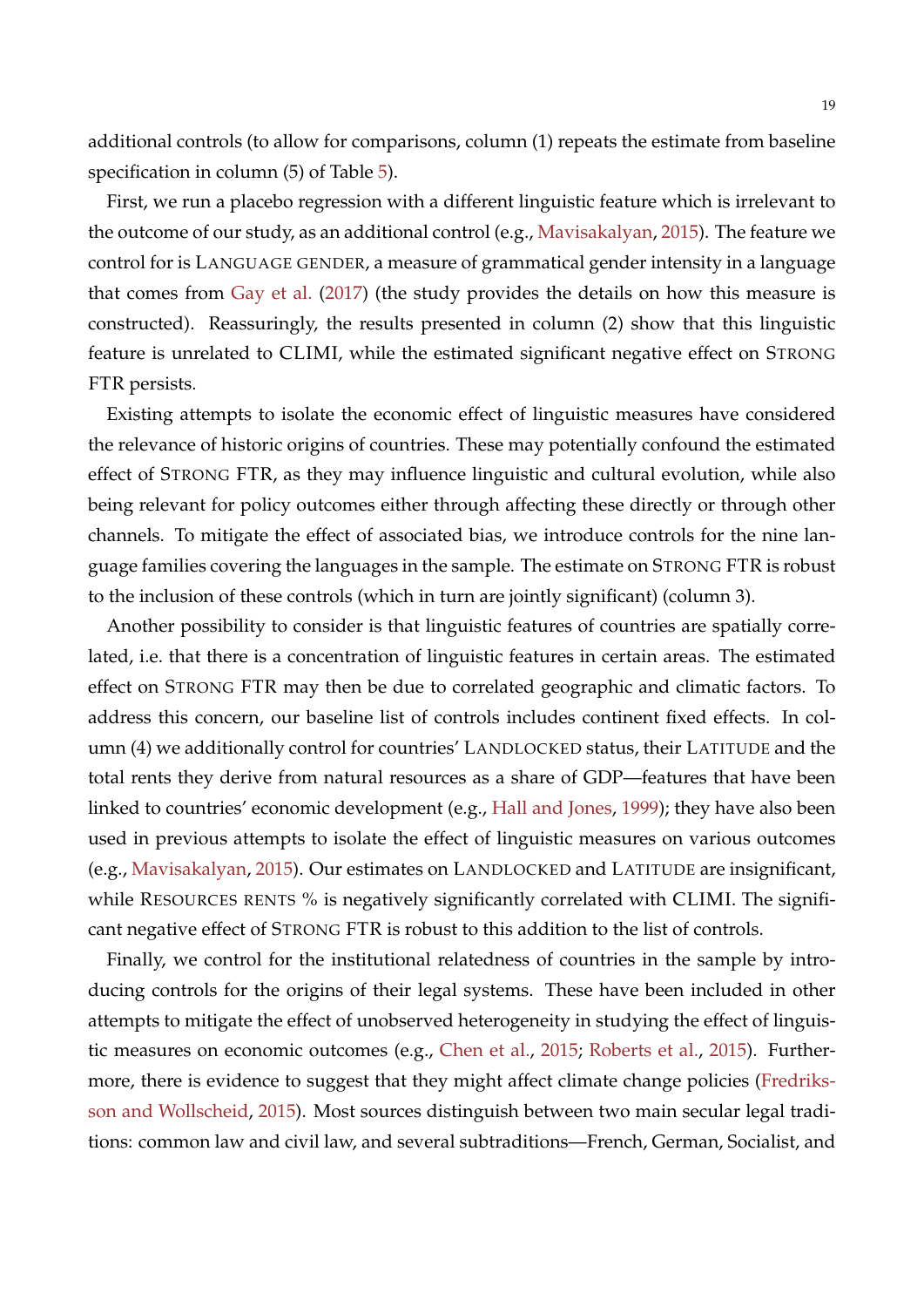additional controls (to allow for comparisons, column (1) repeats the estimate from baseline specification in column (5) of Table 5).

First, we run a placebo regression with a different linguistic feature which is irrelevant to the outcome of our study, as an additional control (e.g., Mavisakalyan, 2015). The feature we control for is LANGUAGE GENDER, a measure of grammatical gender intensity in a language that comes from Gay et al. (2017) (the study provides the details on how this measure is constructed). Reassuringly, the results presented in column (2) show that this linguistic feature is unrelated to CLIMI, while the estimated significant negative effect on STRONG FTR persists.

Existing attempts to isolate the economic effect of linguistic measures have considered the relevance of historic origins of countries. These may potentially confound the estimated effect of STRONG FTR, as they may influence linguistic and cultural evolution, while also being relevant for policy outcomes either through affecting these directly or through other channels. To mitigate the effect of associated bias, we introduce controls for the nine language families covering the languages in the sample. The estimate on STRONG FTR is robust to the inclusion of these controls (which in turn are jointly significant) (column 3).

Another possibility to consider is that linguistic features of countries are spatially correlated, i.e. that there is a concentration of linguistic features in certain areas. The estimated effect on STRONG FTR may then be due to correlated geographic and climatic factors. To address this concern, our baseline list of controls includes continent fixed effects. In column (4) we additionally control for countries' LANDLOCKED status, their LATITUDE and the total rents they derive from natural resources as a share of GDP—features that have been linked to countries' economic development (e.g., Hall and Jones, 1999); they have also been used in previous attempts to isolate the effect of linguistic measures on various outcomes (e.g., Mavisakalyan, 2015). Our estimates on LANDLOCKED and LATITUDE are insignificant, while RESOURCES RENTS % is negatively significantly correlated with CLIMI. The significant negative effect of STRONG FTR is robust to this addition to the list of controls.

Finally, we control for the institutional relatedness of countries in the sample by introducing controls for the origins of their legal systems. These have been included in other attempts to mitigate the effect of unobserved heterogeneity in studying the effect of linguistic measures on economic outcomes (e.g., Chen et al., 2015; Roberts et al., 2015). Furthermore, there is evidence to suggest that they might affect climate change policies (Fredriksson and Wollscheid, 2015). Most sources distinguish between two main secular legal traditions: common law and civil law, and several subtraditions—French, German, Socialist, and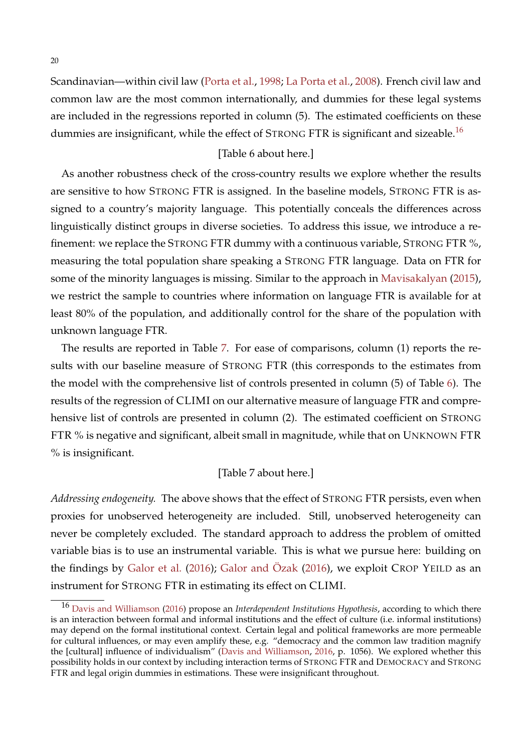Scandinavian—within civil law (Porta et al., 1998; La Porta et al., 2008). French civil law and common law are the most common internationally, and dummies for these legal systems are included in the regressions reported in column (5). The estimated coefficients on these dummies are insignificant, while the effect of STRONG FTR is significant and sizeable.[16]

[Table 6 about here.]

As another robustness check of the cross-country results we explore whether the results are sensitive to how STRONG FTR is assigned. In the baseline models, STRONG FTR is assigned to a country's majority language. This potentially conceals the differences across linguistically distinct groups in diverse societies. To address this issue, we introduce a refinement: we replace the STRONG FTR dummy with a continuous variable, STRONG FTR %, measuring the total population share speaking a STRONG FTR language. Data on FTR for some of the minority languages is missing. Similar to the approach in Mavisakalyan (2015), we restrict the sample to countries where information on language FTR is available for at least 80% of the population, and additionally control for the share of the population with unknown language FTR.

The results are reported in Table 7. For ease of comparisons, column (1) reports the results with our baseline measure of STRONG FTR (this corresponds to the estimates from the model with the comprehensive list of controls presented in column (5) of Table 6). The results of the regression of CLIMI on our alternative measure of language FTR and comprehensive list of controls are presented in column (2). The estimated coefficient on STRONG FTR % is negative and significant, albeit small in magnitude, while that on UNKNOWN FTR % is insignificant.

[Table 7 about here.]

*Addressing endogeneity.* The above shows that the effect of STRONG FTR persists, even when proxies for unobserved heterogeneity are included. Still, unobserved heterogeneity can never be completely excluded. The standard approach to address the problem of omitted variable bias is to use an instrumental variable. This is what we pursue here: building on the findings by Galor et al. (2016); Galor and Özak (2016), we exploit CROP YEILD as an instrument for STRONG FTR in estimating its effect on CLIMI.

[16] Davis and Williamson (2016) propose an *Interdependent Institutions Hypothesis*, according to which there is an interaction between formal and informal institutions and the effect of culture (i.e. informal institutions) may depend on the formal institutional context. Certain legal and political frameworks are more permeable for cultural influences, or may even amplify these, e.g. "democracy and the common law tradition magnify the [cultural] influence of individualism" (Davis and Williamson, 2016, p. 1056). We explored whether this possibility holds in our context by including interaction terms of STRONG FTR and DEMOCRACY and STRONG FTR and legal origin dummies in estimations. These were insignificant throughout.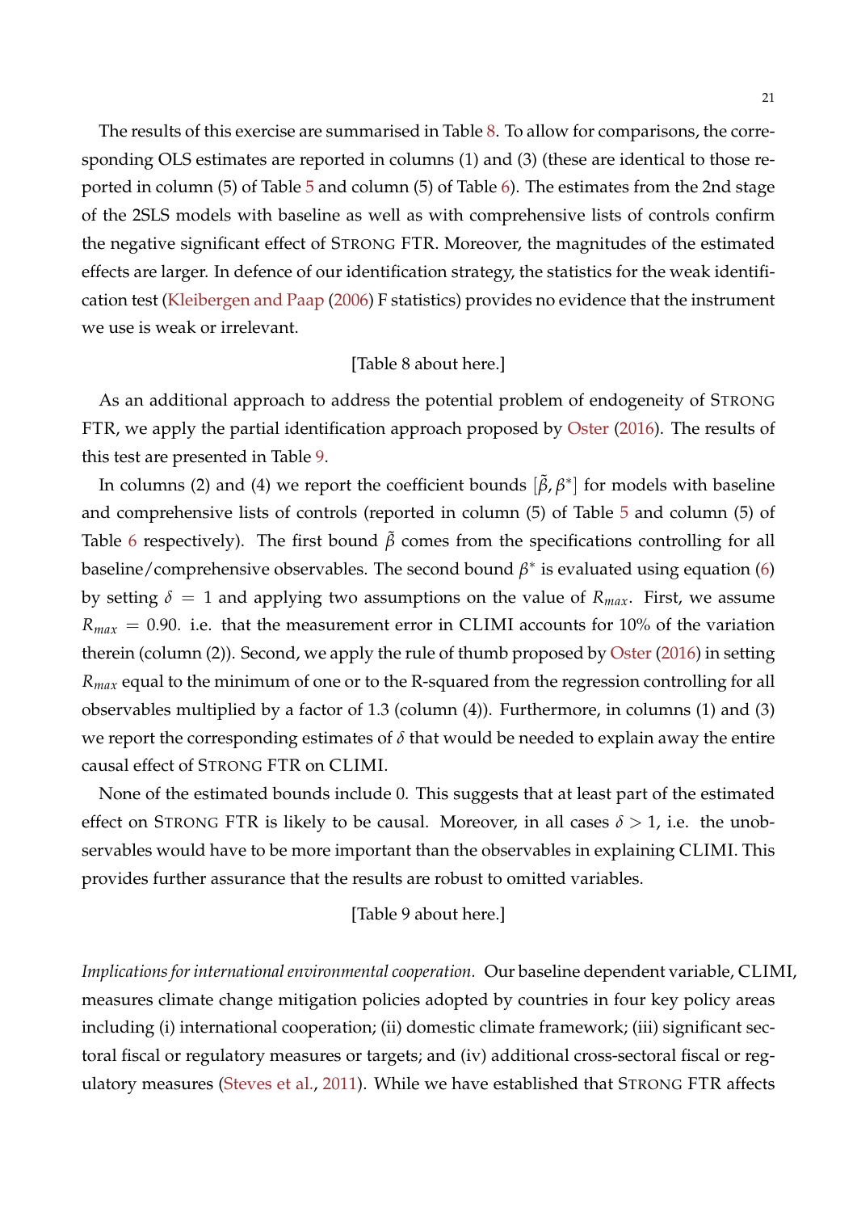The results of this exercise are summarised in Table 8. To allow for comparisons, the corresponding OLS estimates are reported in columns (1) and (3) (these are identical to those reported in column (5) of Table 5 and column (5) of Table 6). The estimates from the 2nd stage of the 2SLS models with baseline as well as with comprehensive lists of controls confirm the negative significant effect of STRONG FTR. Moreover, the magnitudes of the estimated effects are larger. In defence of our identification strategy, the statistics for the weak identification test (Kleibergen and Paap (2006) F statistics) provides no evidence that the instrument we use is weak or irrelevant.

[Table 8 about here.]

As an additional approach to address the potential problem of endogeneity of STRONG FTR, we apply the partial identification approach proposed by Oster (2016). The results of this test are presented in Table 9.

In columns (2) and (4) we report the coefficient bounds $[\tilde{\beta}, \beta^*]$ for models with baseline and comprehensive lists of controls (reported in column (5) of Table 5 and column (5) of Table 6 respectively). The first bound $\tilde{\beta}$ comes from the specifications controlling for all baseline/comprehensive observables. The second bound $\beta^*$ is evaluated using equation (6) by setting $\delta = 1$ and applying two assumptions on the value of $R_{max}$. First, we assume $R_{max} = 0.90$. i.e. that the measurement error in CLIMI accounts for 10% of the variation therein (column (2)). Second, we apply the rule of thumb proposed by Oster (2016) in setting $R_{max}$ equal to the minimum of one or to the R-squared from the regression controlling for all observables multiplied by a factor of 1.3 (column (4)). Furthermore, in columns (1) and (3) we report the corresponding estimates of $\delta$ that would be needed to explain away the entire causal effect of STRONG FTR on CLIMI.

None of the estimated bounds include 0. This suggests that at least part of the estimated effect on STRONG FTR is likely to be causal. Moreover, in all cases $\delta > 1$, i.e. the unobservables would have to be more important than the observables in explaining CLIMI. This provides further assurance that the results are robust to omitted variables.

[Table 9 about here.]

*Implications for international environmental cooperation.* Our baseline dependent variable, CLIMI, measures climate change mitigation policies adopted by countries in four key policy areas including (i) international cooperation; (ii) domestic climate framework; (iii) significant sectoral fiscal or regulatory measures or targets; and (iv) additional cross-sectoral fiscal or regulatory measures (Steves et al., 2011). While we have established that STRONG FTR affects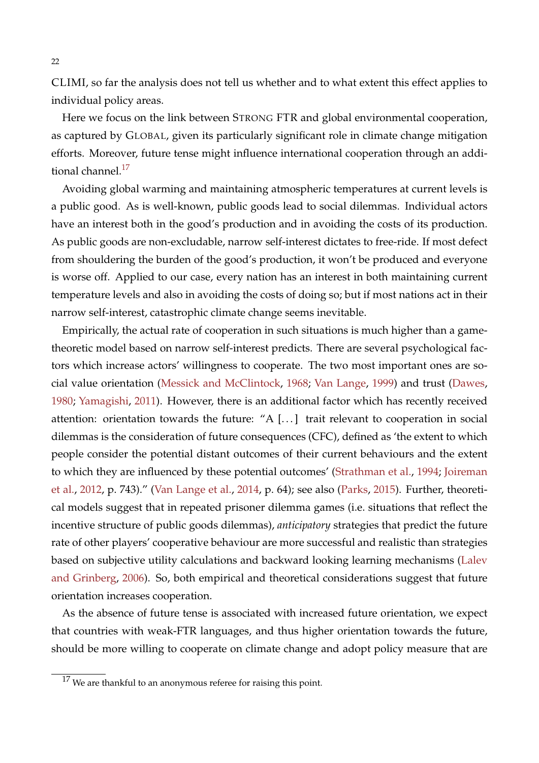CLIMI, so far the analysis does not tell us whether and to what extent this effect applies to individual policy areas.

Here we focus on the link between STRONG FTR and global environmental cooperation, as captured by GLOBAL, given its particularly significant role in climate change mitigation efforts. Moreover, future tense might influence international cooperation through an additional channel.[17]

Avoiding global warming and maintaining atmospheric temperatures at current levels is a public good. As is well-known, public goods lead to social dilemmas. Individual actors have an interest both in the good's production and in avoiding the costs of its production. As public goods are non-excludable, narrow self-interest dictates to free-ride. If most defect from shouldering the burden of the good's production, it won't be produced and everyone is worse off. Applied to our case, every nation has an interest in both maintaining current temperature levels and also in avoiding the costs of doing so; but if most nations act in their narrow self-interest, catastrophic climate change seems inevitable.

Empirically, the actual rate of cooperation in such situations is much higher than a game-theoretic model based on narrow self-interest predicts. There are several psychological factors which increase actors' willingness to cooperate. The two most important ones are social value orientation (Messick and McClintock, 1968; Van Lange, 1999) and trust (Dawes, 1980; Yamagishi, 2011). However, there is an additional factor which has recently received attention: orientation towards the future: "A [...] trait relevant to cooperation in social dilemmas is the consideration of future consequences (CFC), defined as 'the extent to which people consider the potential distant outcomes of their current behaviours and the extent to which they are influenced by these potential outcomes' (Strathman et al., 1994; Joireman et al., 2012, p. 743)." (Van Lange et al., 2014, p. 64); see also (Parks, 2015). Further, theoretical models suggest that in repeated prisoner dilemma games (i.e. situations that reflect the incentive structure of public goods dilemmas), *anticipatory* strategies that predict the future rate of other players' cooperative behaviour are more successful and realistic than strategies based on subjective utility calculations and backward looking learning mechanisms (Lalev and Grinberg, 2006). So, both empirical and theoretical considerations suggest that future orientation increases cooperation.

As the absence of future tense is associated with increased future orientation, we expect that countries with weak-FTR languages, and thus higher orientation towards the future, should be more willing to cooperate on climate change and adopt policy measure that are

[17] We are thankful to an anonymous referee for raising this point.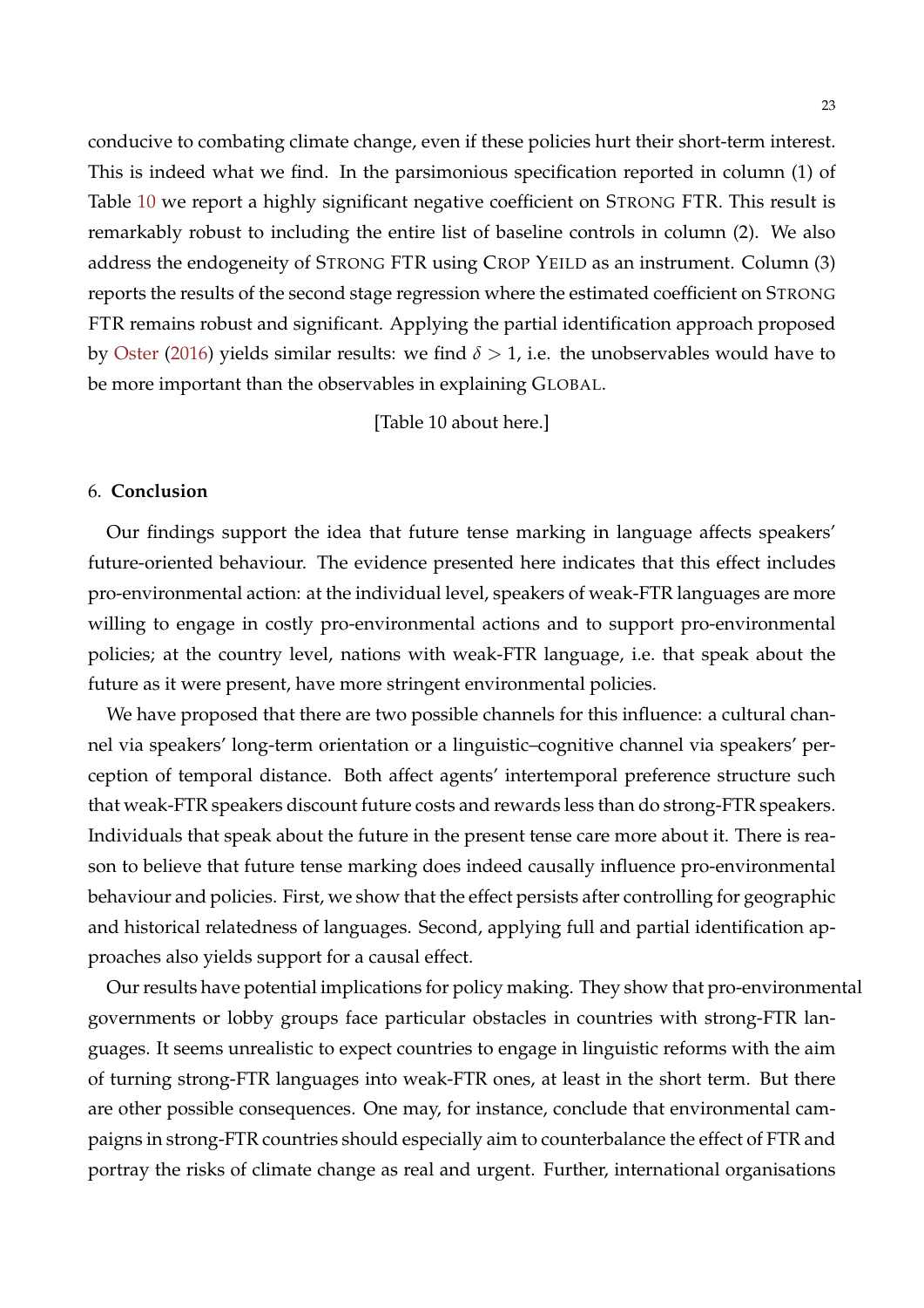conducive to combating climate change, even if these policies hurt their short-term interest. This is indeed what we find. In the parsimonious specification reported in column (1) of Table 10 we report a highly significant negative coefficient on STRONG FTR. This result is remarkably robust to including the entire list of baseline controls in column (2). We also address the endogeneity of STRONG FTR using CROP YEILD as an instrument. Column (3) reports the results of the second stage regression where the estimated coefficient on STRONG FTR remains robust and significant. Applying the partial identification approach proposed by Oster (2016) yields similar results: we find $\delta > 1$, i.e. the unobservables would have to be more important than the observables in explaining GLOBAL.

[Table 10 about here.]

## 6. Conclusion

Our findings support the idea that future tense marking in language affects speakers' future-oriented behaviour. The evidence presented here indicates that this effect includes pro-environmental action: at the individual level, speakers of weak-FTR languages are more willing to engage in costly pro-environmental actions and to support pro-environmental policies; at the country level, nations with weak-FTR language, i.e. that speak about the future as it were present, have more stringent environmental policies.

We have proposed that there are two possible channels for this influence: a cultural channel via speakers' long-term orientation or a linguistic–cognitive channel via speakers' perception of temporal distance. Both affect agents' intertemporal preference structure such that weak-FTR speakers discount future costs and rewards less than do strong-FTR speakers. Individuals that speak about the future in the present tense care more about it. There is reason to believe that future tense marking does indeed causally influence pro-environmental behaviour and policies. First, we show that the effect persists after controlling for geographic and historical relatedness of languages. Second, applying full and partial identification approaches also yields support for a causal effect.

Our results have potential implications for policy making. They show that pro-environmental governments or lobby groups face particular obstacles in countries with strong-FTR languages. It seems unrealistic to expect countries to engage in linguistic reforms with the aim of turning strong-FTR languages into weak-FTR ones, at least in the short term. But there are other possible consequences. One may, for instance, conclude that environmental campaigns in strong-FTR countries should especially aim to counterbalance the effect of FTR and portray the risks of climate change as real and urgent. Further, international organisations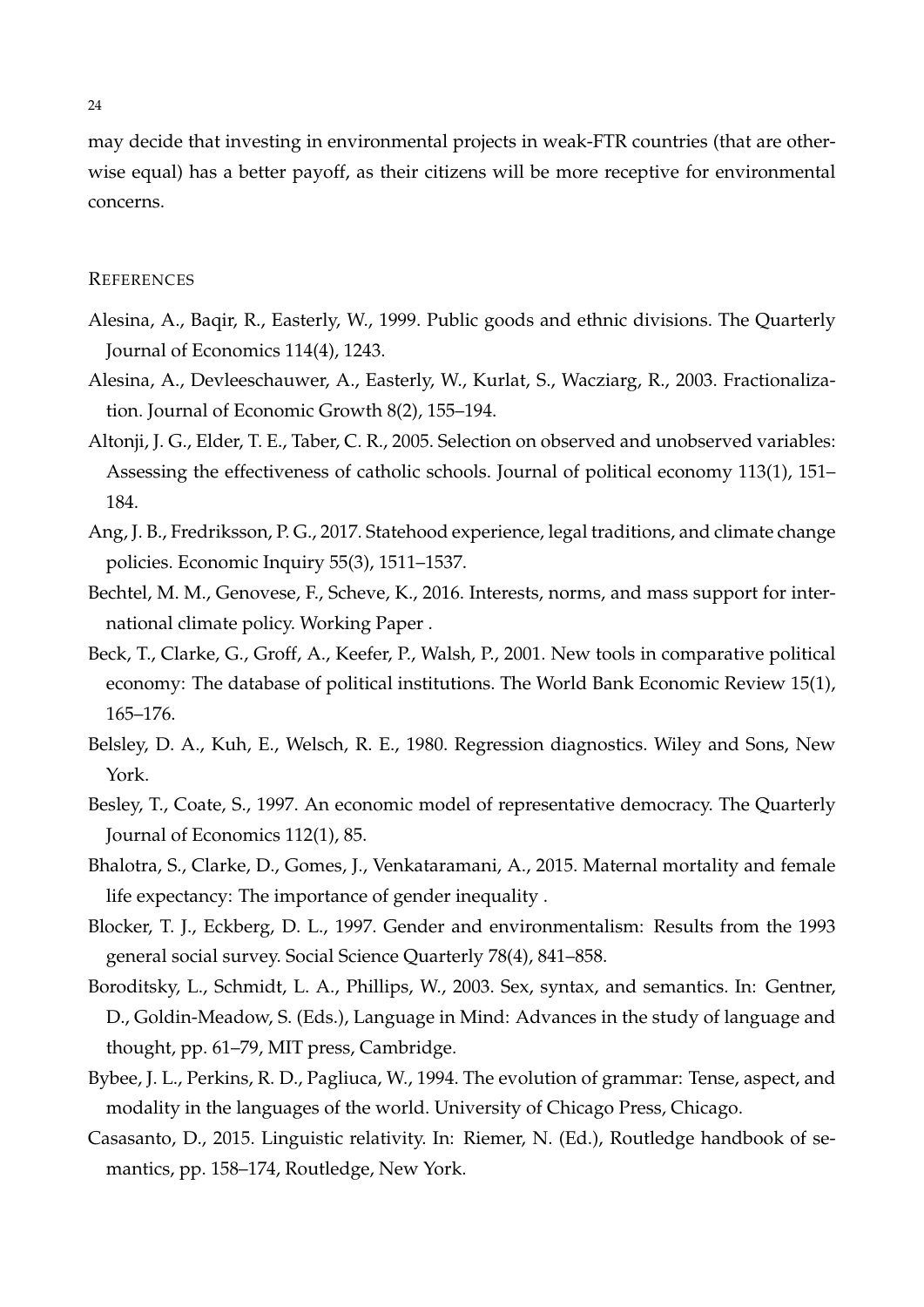may decide that investing in environmental projects in weak-FTR countries (that are otherwise equal) has a better payoff, as their citizens will be more receptive for environmental concerns.

## References

Alesina, A., Baqir, R., Easterly, W., 1999. Public goods and ethnic divisions. The Quarterly Journal of Economics 114(4), 1243.

Alesina, A., Devleeschauwer, A., Easterly, W., Kurlat, S., Wacziarg, R., 2003. Fractionalization. Journal of Economic Growth 8(2), 155–194.

Altonji, J. G., Elder, T. E., Taber, C. R., 2005. Selection on observed and unobserved variables: Assessing the effectiveness of catholic schools. Journal of political economy 113(1), 151–184.

Ang, J. B., Fredriksson, P. G., 2017. Statehood experience, legal traditions, and climate change policies. Economic Inquiry 55(3), 1511–1537.

Bechtel, M. M., Genovese, F., Scheve, K., 2016. Interests, norms, and mass support for international climate policy. Working Paper .

Beck, T., Clarke, G., Groff, A., Keefer, P., Walsh, P., 2001. New tools in comparative political economy: The database of political institutions. The World Bank Economic Review 15(1), 165–176.

Belsley, D. A., Kuh, E., Welsch, R. E., 1980. Regression diagnostics. Wiley and Sons, New York.

Besley, T., Coate, S., 1997. An economic model of representative democracy. The Quarterly Journal of Economics 112(1), 85.

Bhalotra, S., Clarke, D., Gomes, J., Venkataramani, A., 2015. Maternal mortality and female life expectancy: The importance of gender inequality .

Blocker, T. J., Eckberg, D. L., 1997. Gender and environmentalism: Results from the 1993 general social survey. Social Science Quarterly 78(4), 841–858.

Boroditsky, L., Schmidt, L. A., Phillips, W., 2003. Sex, syntax, and semantics. In: Gentner, D., Goldin-Meadow, S. (Eds.), Language in Mind: Advances in the study of language and thought, pp. 61–79, MIT press, Cambridge.

Bybee, J. L., Perkins, R. D., Pagliuca, W., 1994. The evolution of grammar: Tense, aspect, and modality in the languages of the world. University of Chicago Press, Chicago.

Casasanto, D., 2015. Linguistic relativity. In: Riemer, N. (Ed.), Routledge handbook of semantics, pp. 158–174, Routledge, New York.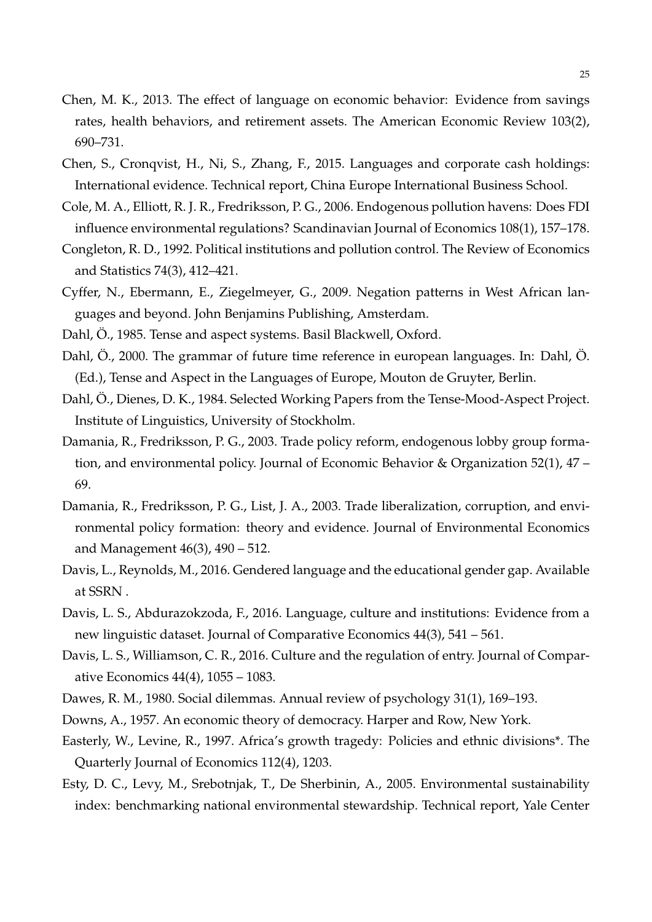Chen, M. K., 2013. The effect of language on economic behavior: Evidence from savings rates, health behaviors, and retirement assets. The American Economic Review 103(2), 690–731.

Chen, S., Cronqvist, H., Ni, S., Zhang, F., 2015. Languages and corporate cash holdings: International evidence. Technical report, China Europe International Business School.

Cole, M. A., Elliott, R. J. R., Fredriksson, P. G., 2006. Endogenous pollution havens: Does FDI influence environmental regulations? Scandinavian Journal of Economics 108(1), 157–178.

Congleton, R. D., 1992. Political institutions and pollution control. The Review of Economics and Statistics 74(3), 412–421.

Cyffer, N., Ebermann, E., Ziegelmeyer, G., 2009. Negation patterns in West African languages and beyond. John Benjamins Publishing, Amsterdam.

Dahl, Ö., 1985. Tense and aspect systems. Basil Blackwell, Oxford.

Dahl, Ö., 2000. The grammar of future time reference in european languages. In: Dahl, Ö. (Ed.), Tense and Aspect in the Languages of Europe, Mouton de Gruyter, Berlin.

Dahl, Ö., Dienes, D. K., 1984. Selected Working Papers from the Tense-Mood-Aspect Project. Institute of Linguistics, University of Stockholm.

Damania, R., Fredriksson, P. G., 2003. Trade policy reform, endogenous lobby group formation, and environmental policy. Journal of Economic Behavior & Organization 52(1), 47 – 69.

Damania, R., Fredriksson, P. G., List, J. A., 2003. Trade liberalization, corruption, and environmental policy formation: theory and evidence. Journal of Environmental Economics and Management 46(3), 490 – 512.

Davis, L., Reynolds, M., 2016. Gendered language and the educational gender gap. Available at SSRN .

Davis, L. S., Abdurazokzoda, F., 2016. Language, culture and institutions: Evidence from a new linguistic dataset. Journal of Comparative Economics 44(3), 541 – 561.

Davis, L. S., Williamson, C. R., 2016. Culture and the regulation of entry. Journal of Comparative Economics 44(4), 1055 – 1083.

Dawes, R. M., 1980. Social dilemmas. Annual review of psychology 31(1), 169–193.

Downs, A., 1957. An economic theory of democracy. Harper and Row, New York.

Easterly, W., Levine, R., 1997. Africa's growth tragedy: Policies and ethnic divisions*. The Quarterly Journal of Economics 112(4), 1203.

Esty, D. C., Levy, M., Srebotnjak, T., De Sherbinin, A., 2005. Environmental sustainability index: benchmarking national environmental stewardship. Technical report, Yale Center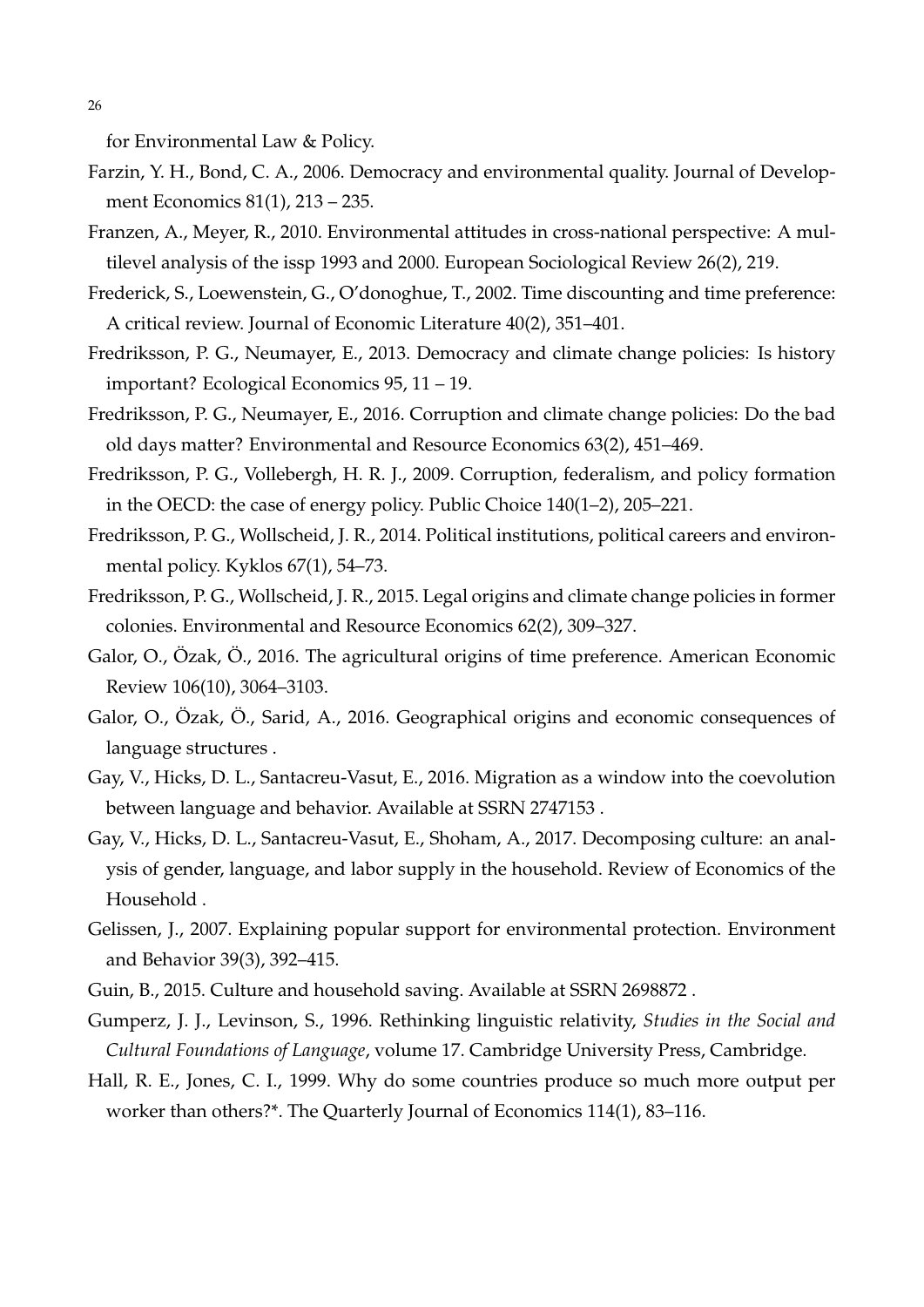for Environmental Law & Policy.

Farzin, Y. H., Bond, C. A., 2006. Democracy and environmental quality. Journal of Development Economics 81(1), 213 – 235.

Franzen, A., Meyer, R., 2010. Environmental attitudes in cross-national perspective: A multilevel analysis of the issp 1993 and 2000. European Sociological Review 26(2), 219.

Frederick, S., Loewenstein, G., O'donoghue, T., 2002. Time discounting and time preference: A critical review. Journal of Economic Literature 40(2), 351–401.

Fredriksson, P. G., Neumayer, E., 2013. Democracy and climate change policies: Is history important? Ecological Economics 95, 11 – 19.

Fredriksson, P. G., Neumayer, E., 2016. Corruption and climate change policies: Do the bad old days matter? Environmental and Resource Economics 63(2), 451–469.

Fredriksson, P. G., Vollebergh, H. R. J., 2009. Corruption, federalism, and policy formation in the OECD: the case of energy policy. Public Choice 140(1–2), 205–221.

Fredriksson, P. G., Wollscheid, J. R., 2014. Political institutions, political careers and environmental policy. Kyklos 67(1), 54–73.

Fredriksson, P. G., Wollscheid, J. R., 2015. Legal origins and climate change policies in former colonies. Environmental and Resource Economics 62(2), 309–327.

Galor, O., Özak, Ö., 2016. The agricultural origins of time preference. American Economic Review 106(10), 3064–3103.

Galor, O., Özak, Ö., Sarid, A., 2016. Geographical origins and economic consequences of language structures .

Gay, V., Hicks, D. L., Santacreu-Vasut, E., 2016. Migration as a window into the coevolution between language and behavior. Available at SSRN 2747153 .

Gay, V., Hicks, D. L., Santacreu-Vasut, E., Shoham, A., 2017. Decomposing culture: an analysis of gender, language, and labor supply in the household. Review of Economics of the Household .

Gelissen, J., 2007. Explaining popular support for environmental protection. Environment and Behavior 39(3), 392–415.

Guin, B., 2015. Culture and household saving. Available at SSRN 2698872 .

Gumperz, J. J., Levinson, S., 1996. Rethinking linguistic relativity, *Studies in the Social and Cultural Foundations of Language*, volume 17. Cambridge University Press, Cambridge.

Hall, R. E., Jones, C. I., 1999. Why do some countries produce so much more output per worker than others?*. The Quarterly Journal of Economics 114(1), 83–116.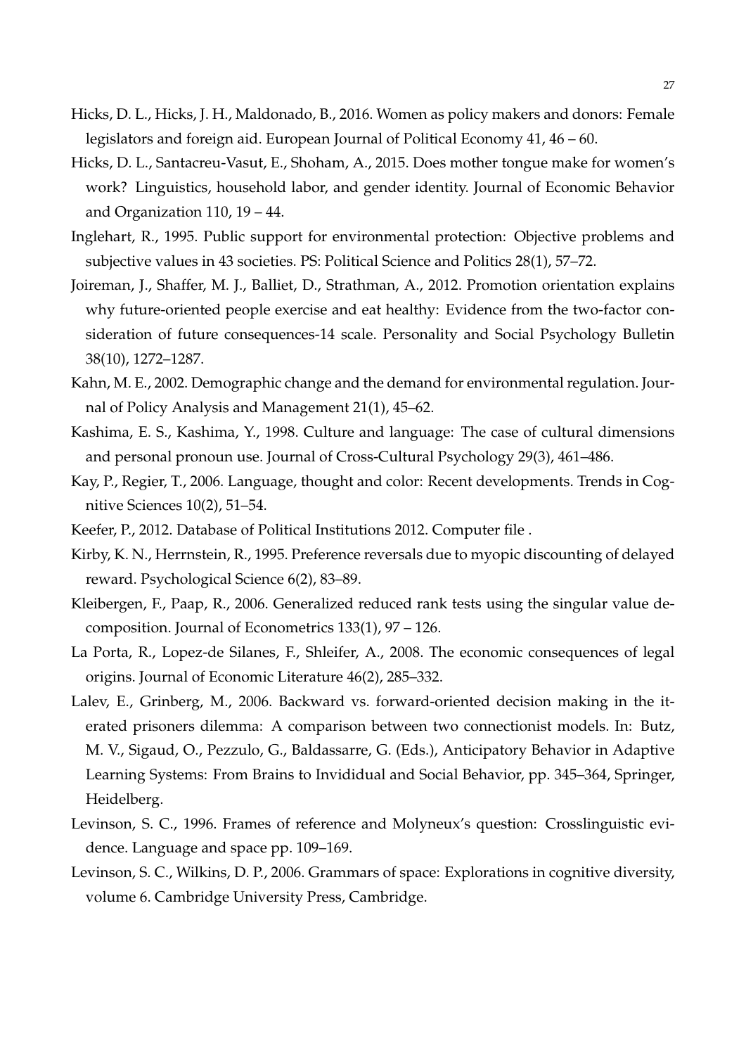Hicks, D. L., Hicks, J. H., Maldonado, B., 2016. Women as policy makers and donors: Female legislators and foreign aid. European Journal of Political Economy 41, 46 – 60.

Hicks, D. L., Santacreu-Vasut, E., Shoham, A., 2015. Does mother tongue make for women's work? Linguistics, household labor, and gender identity. Journal of Economic Behavior and Organization 110, 19 – 44.

Inglehart, R., 1995. Public support for environmental protection: Objective problems and subjective values in 43 societies. PS: Political Science and Politics 28(1), 57–72.

Joireman, J., Shaffer, M. J., Balliet, D., Strathman, A., 2012. Promotion orientation explains why future-oriented people exercise and eat healthy: Evidence from the two-factor consideration of future consequences-14 scale. Personality and Social Psychology Bulletin 38(10), 1272–1287.

Kahn, M. E., 2002. Demographic change and the demand for environmental regulation. Journal of Policy Analysis and Management 21(1), 45–62.

Kashima, E. S., Kashima, Y., 1998. Culture and language: The case of cultural dimensions and personal pronoun use. Journal of Cross-Cultural Psychology 29(3), 461–486.

Kay, P., Regier, T., 2006. Language, thought and color: Recent developments. Trends in Cognitive Sciences 10(2), 51–54.

Keefer, P., 2012. Database of Political Institutions 2012. Computer file .

Kirby, K. N., Herrnstein, R., 1995. Preference reversals due to myopic discounting of delayed reward. Psychological Science 6(2), 83–89.

Kleibergen, F., Paap, R., 2006. Generalized reduced rank tests using the singular value decomposition. Journal of Econometrics 133(1), 97 – 126.

La Porta, R., Lopez-de Silanes, F., Shleifer, A., 2008. The economic consequences of legal origins. Journal of Economic Literature 46(2), 285–332.

Lalev, E., Grinberg, M., 2006. Backward vs. forward-oriented decision making in the iterated prisoners dilemma: A comparison between two connectionist models. In: Butz, M. V., Sigaud, O., Pezzulo, G., Baldassarre, G. (Eds.), Anticipatory Behavior in Adaptive Learning Systems: From Brains to Invididual and Social Behavior, pp. 345–364, Springer, Heidelberg.

Levinson, S. C., 1996. Frames of reference and Molyneux's question: Crosslinguistic evidence. Language and space pp. 109–169.

Levinson, S. C., Wilkins, D. P., 2006. Grammars of space: Explorations in cognitive diversity, volume 6. Cambridge University Press, Cambridge.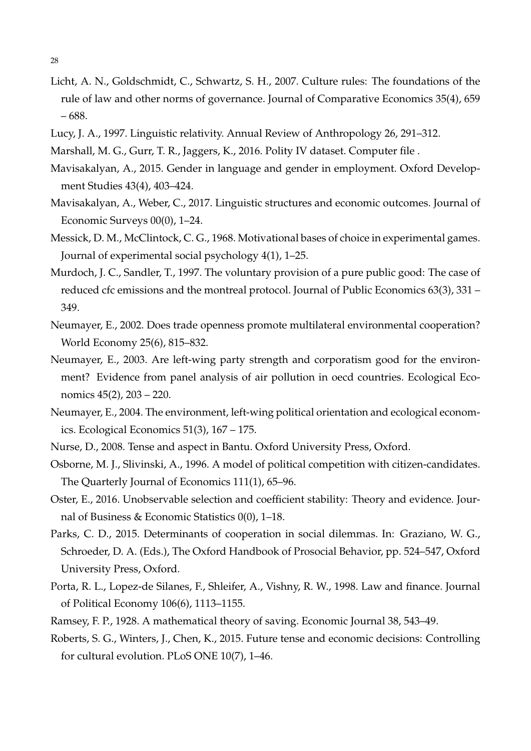Licht, A. N., Goldschmidt, C., Schwartz, S. H., 2007. Culture rules: The foundations of the rule of law and other norms of governance. Journal of Comparative Economics 35(4), 659 – 688.

Lucy, J. A., 1997. Linguistic relativity. Annual Review of Anthropology 26, 291–312.

Marshall, M. G., Gurr, T. R., Jaggers, K., 2016. Polity IV dataset. Computer file .

Mavisakalyan, A., 2015. Gender in language and gender in employment. Oxford Development Studies 43(4), 403–424.

Mavisakalyan, A., Weber, C., 2017. Linguistic structures and economic outcomes. Journal of Economic Surveys 00(0), 1–24.

Messick, D. M., McClintock, C. G., 1968. Motivational bases of choice in experimental games. Journal of experimental social psychology 4(1), 1–25.

Murdoch, J. C., Sandler, T., 1997. The voluntary provision of a pure public good: The case of reduced cfc emissions and the montreal protocol. Journal of Public Economics 63(3), 331 – 349.

Neumayer, E., 2002. Does trade openness promote multilateral environmental cooperation? World Economy 25(6), 815–832.

Neumayer, E., 2003. Are left-wing party strength and corporatism good for the environment? Evidence from panel analysis of air pollution in oecd countries. Ecological Economics 45(2), 203 – 220.

Neumayer, E., 2004. The environment, left-wing political orientation and ecological economics. Ecological Economics 51(3), 167 – 175.

Nurse, D., 2008. Tense and aspect in Bantu. Oxford University Press, Oxford.

Osborne, M. J., Slivinski, A., 1996. A model of political competition with citizen-candidates. The Quarterly Journal of Economics 111(1), 65–96.

Oster, E., 2016. Unobservable selection and coefficient stability: Theory and evidence. Journal of Business & Economic Statistics 0(0), 1–18.

Parks, C. D., 2015. Determinants of cooperation in social dilemmas. In: Graziano, W. G., Schroeder, D. A. (Eds.), The Oxford Handbook of Prosocial Behavior, pp. 524–547, Oxford University Press, Oxford.

Porta, R. L., Lopez-de Silanes, F., Shleifer, A., Vishny, R. W., 1998. Law and finance. Journal of Political Economy 106(6), 1113–1155.

Ramsey, F. P., 1928. A mathematical theory of saving. Economic Journal 38, 543–49.

Roberts, S. G., Winters, J., Chen, K., 2015. Future tense and economic decisions: Controlling for cultural evolution. PLoS ONE 10(7), 1–46.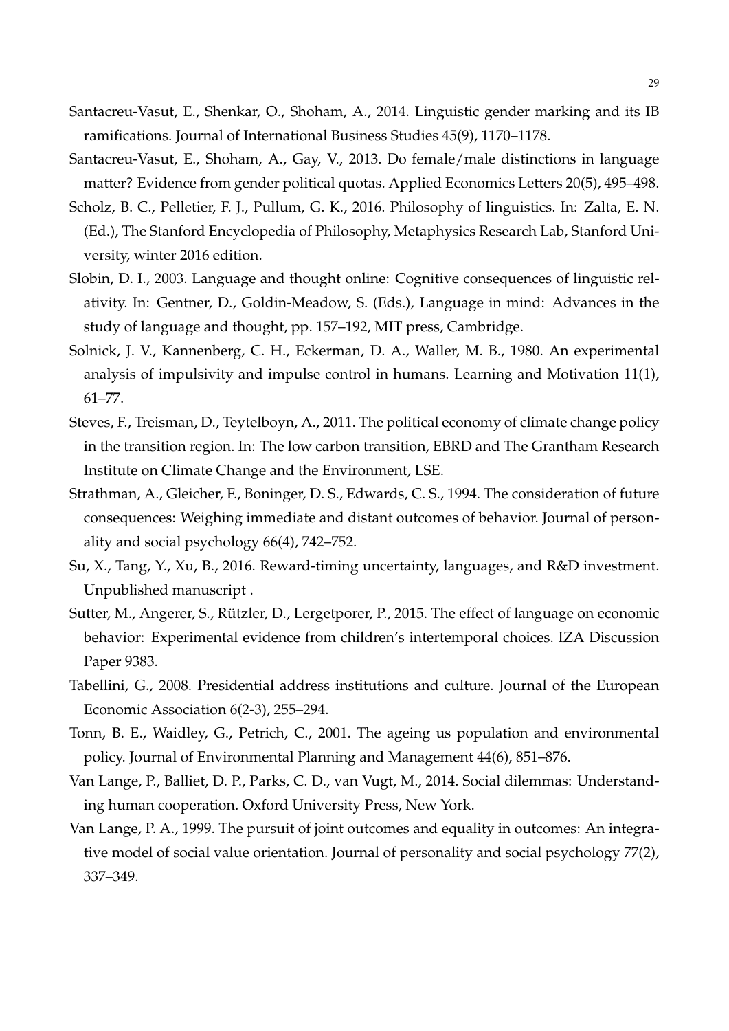Santacreu-Vasut, E., Shenkar, O., Shoham, A., 2014. Linguistic gender marking and its IB ramifications. Journal of International Business Studies 45(9), 1170–1178.

Santacreu-Vasut, E., Shoham, A., Gay, V., 2013. Do female/male distinctions in language matter? Evidence from gender political quotas. Applied Economics Letters 20(5), 495–498.

Scholz, B. C., Pelletier, F. J., Pullum, G. K., 2016. Philosophy of linguistics. In: Zalta, E. N. (Ed.), The Stanford Encyclopedia of Philosophy, Metaphysics Research Lab, Stanford University, winter 2016 edition.

Slobin, D. I., 2003. Language and thought online: Cognitive consequences of linguistic relativity. In: Gentner, D., Goldin-Meadow, S. (Eds.), Language in mind: Advances in the study of language and thought, pp. 157–192, MIT press, Cambridge.

Solnick, J. V., Kannenberg, C. H., Eckerman, D. A., Waller, M. B., 1980. An experimental analysis of impulsivity and impulse control in humans. Learning and Motivation 11(1), 61–77.

Steves, F., Treisman, D., Teytelboyn, A., 2011. The political economy of climate change policy in the transition region. In: The low carbon transition, EBRD and The Grantham Research Institute on Climate Change and the Environment, LSE.

Strathman, A., Gleicher, F., Boninger, D. S., Edwards, C. S., 1994. The consideration of future consequences: Weighing immediate and distant outcomes of behavior. Journal of personality and social psychology 66(4), 742–752.

Su, X., Tang, Y., Xu, B., 2016. Reward-timing uncertainty, languages, and R&D investment. Unpublished manuscript .

Sutter, M., Angerer, S., Rützler, D., Lergetporer, P., 2015. The effect of language on economic behavior: Experimental evidence from children's intertemporal choices. IZA Discussion Paper 9383.

Tabellini, G., 2008. Presidential address institutions and culture. Journal of the European Economic Association 6(2-3), 255–294.

Tonn, B. E., Waidley, G., Petrich, C., 2001. The ageing us population and environmental policy. Journal of Environmental Planning and Management 44(6), 851–876.

Van Lange, P., Balliet, D. P., Parks, C. D., van Vugt, M., 2014. Social dilemmas: Understanding human cooperation. Oxford University Press, New York.

Van Lange, P. A., 1999. The pursuit of joint outcomes and equality in outcomes: An integrative model of social value orientation. Journal of personality and social psychology 77(2), 337–349.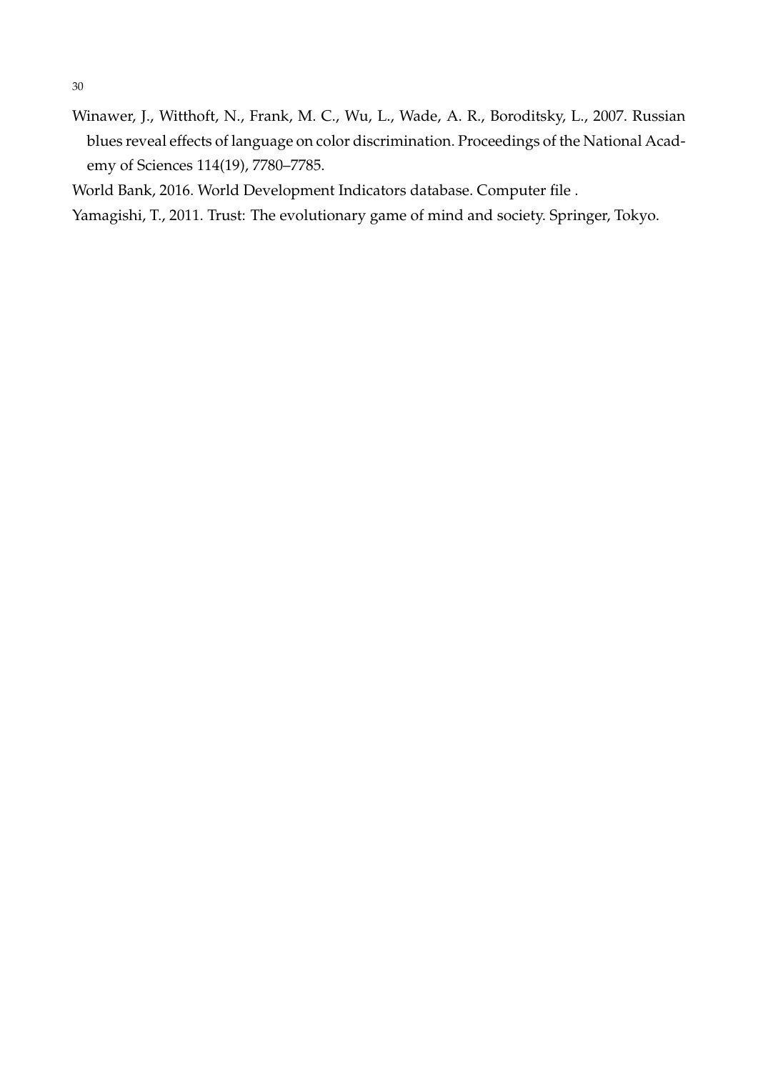Winawer, J., Witthoft, N., Frank, M. C., Wu, L., Wade, A. R., Boroditsky, L., 2007. Russian blues reveal effects of language on color discrimination. Proceedings of the National Academy of Sciences 114(19), 7780–7785.

World Bank, 2016. World Development Indicators database. Computer file .

Yamagishi, T., 2011. Trust: The evolutionary game of mind and society. Springer, Tokyo.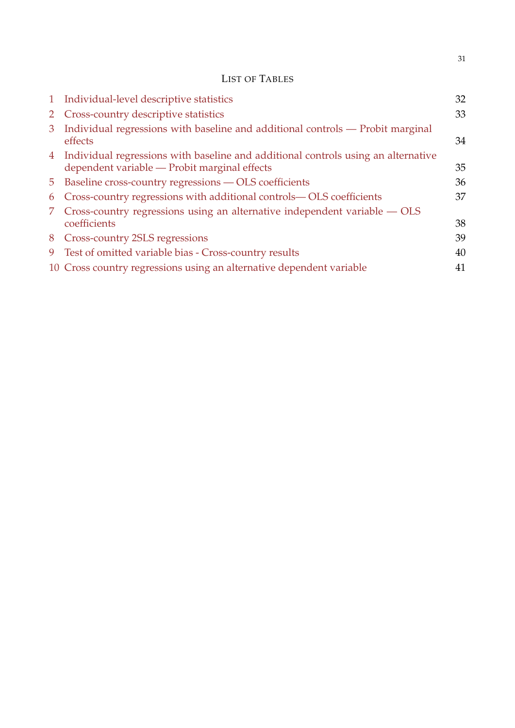## List of Tables

| | | |
|---|---|---|
| 1 | Individual-level descriptive statistics | 32 |
| 2 | Cross-country descriptive statistics | 33 |
| 3 | Individual regressions with baseline and additional controls — Probit marginal effects | 34 |
| 4 | Individual regressions with baseline and additional controls using an alternative dependent variable — Probit marginal effects | 35 |
| 5 | Baseline cross-country regressions — OLS coefficients | 36 |
| 6 | Cross-country regressions with additional controls— OLS coefficients | 37 |
| 7 | Cross-country regressions using an alternative independent variable — OLS coefficients | 38 |
| 8 | Cross-country 2SLS regressions | 39 |
| 9 | Test of omitted variable bias - Cross-country results | 40 |
| 10 | Cross country regressions using an alternative dependent variable | 41 |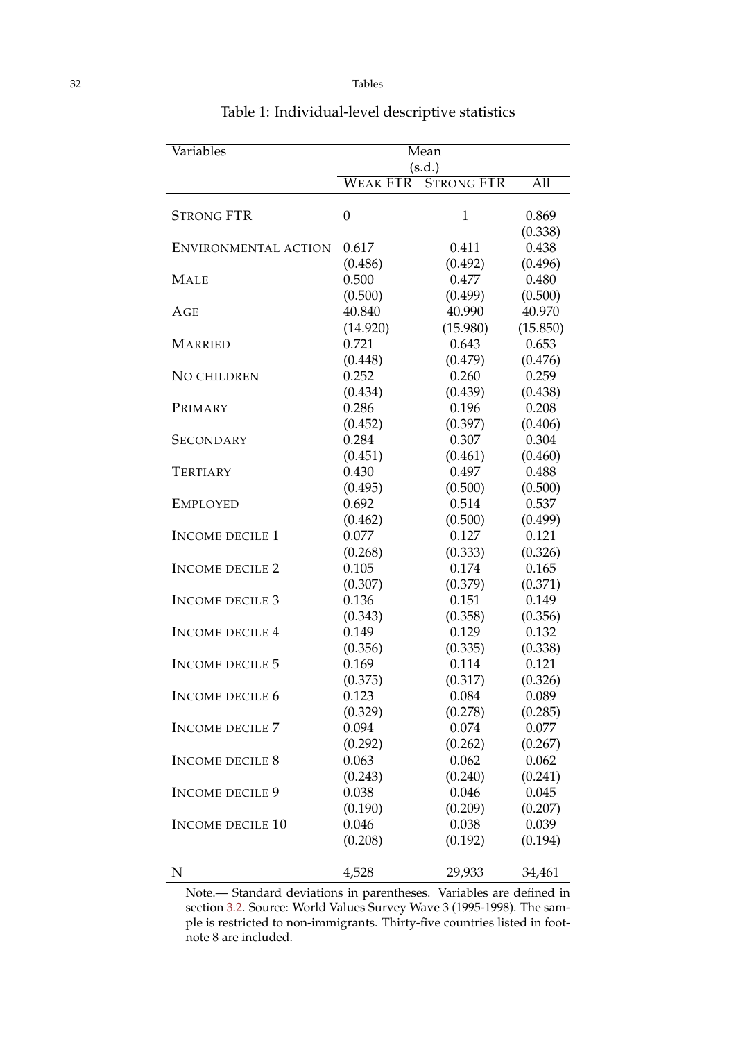Table 1: Individual-level descriptive statistics

| Variables | Mean (s.d.) | | |
|---|---|---|---|
| | WEAK FTR | STRONG FTR | All |
| STRONG FTR | 0 | 1 | 0.869 |
| | | | (0.338) |
| ENVIRONMENTAL ACTION | 0.617 | 0.411 | 0.438 |
| | (0.486) | (0.492) | (0.496) |
| MALE | 0.500 | 0.477 | 0.480 |
| | (0.500) | (0.499) | (0.500) |
| AGE | 40.840 | 40.990 | 40.970 |
| | (14.920) | (15.980) | (15.850) |
| MARRIED | 0.721 | 0.643 | 0.653 |
| | (0.448) | (0.479) | (0.476) |
| NO CHILDREN | 0.252 | 0.260 | 0.259 |
| | (0.434) | (0.439) | (0.438) |
| PRIMARY | 0.286 | 0.196 | 0.208 |
| | (0.452) | (0.397) | (0.406) |
| SECONDARY | 0.284 | 0.307 | 0.304 |
| | (0.451) | (0.461) | (0.460) |
| TERTIARY | 0.430 | 0.497 | 0.488 |
| | (0.495) | (0.500) | (0.500) |
| EMPLOYED | 0.692 | 0.514 | 0.537 |
| | (0.462) | (0.500) | (0.499) |
| INCOME DECILE 1 | 0.077 | 0.127 | 0.121 |
| | (0.268) | (0.333) | (0.326) |
| INCOME DECILE 2 | 0.105 | 0.174 | 0.165 |
| | (0.307) | (0.379) | (0.371) |
| INCOME DECILE 3 | 0.136 | 0.151 | 0.149 |
| | (0.343) | (0.358) | (0.356) |
| INCOME DECILE 4 | 0.149 | 0.129 | 0.132 |
| | (0.356) | (0.335) | (0.338) |
| INCOME DECILE 5 | 0.169 | 0.114 | 0.121 |
| | (0.375) | (0.317) | (0.326) |
| INCOME DECILE 6 | 0.123 | 0.084 | 0.089 |
| | (0.329) | (0.278) | (0.285) |
| INCOME DECILE 7 | 0.094 | 0.074 | 0.077 |
| | (0.292) | (0.262) | (0.267) |
| INCOME DECILE 8 | 0.063 | 0.062 | 0.062 |
| | (0.243) | (0.240) | (0.241) |
| INCOME DECILE 9 | 0.038 | 0.046 | 0.045 |
| | (0.190) | (0.209) | (0.207) |
| INCOME DECILE 10 | 0.046 | 0.038 | 0.039 |
| | (0.208) | (0.192) | (0.194) |
| N | 4,528 | 29,933 | 34,461 |

Note.— Standard deviations in parentheses. Variables are defined in section 3.2. Source: World Values Survey Wave 3 (1995-1998). The sample is restricted to non-immigrants. Thirty-five countries listed in footnote 8 are included.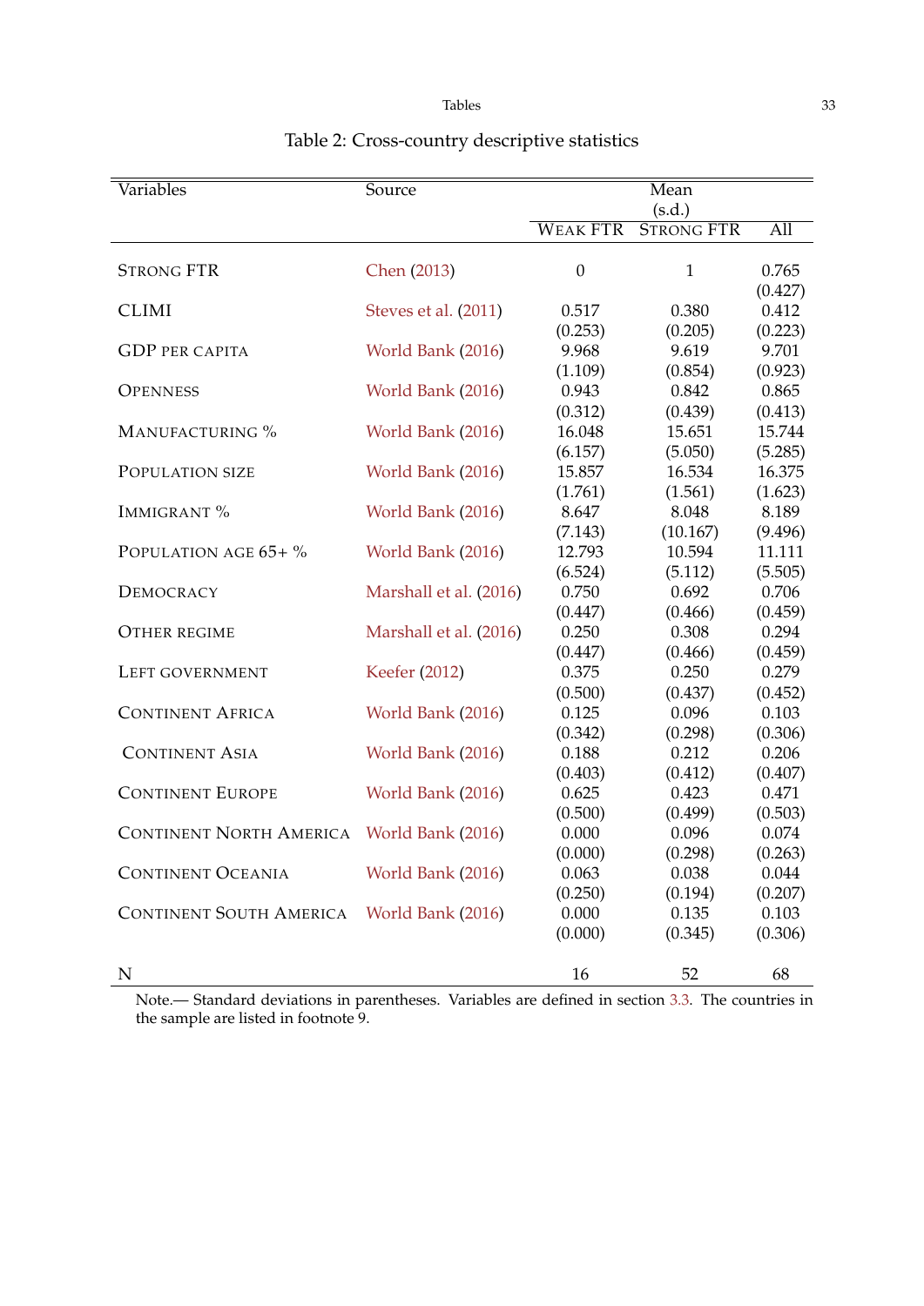Table 2: Cross-country descriptive statistics

| Variables | Source | Mean (s.d.) | | |
|---|---|---|---|---|
| | | WEAK FTR | STRONG FTR | All |
| STRONG FTR | Chen (2013) | 0 | 1 | 0.765 |
| | | | | (0.427) |
| CLIMI | Steves et al. (2011) | 0.517 | 0.380 | 0.412 |
| | | (0.253) | (0.205) | (0.223) |
| GDP PER CAPITA | World Bank (2016) | 9.968 | 9.619 | 9.701 |
| | | (1.109) | (0.854) | (0.923) |
| OPENNESS | World Bank (2016) | 0.943 | 0.842 | 0.865 |
| | | (0.312) | (0.439) | (0.413) |
| MANUFACTURING % | World Bank (2016) | 16.048 | 15.651 | 15.744 |
| | | (6.157) | (5.050) | (5.285) |
| POPULATION SIZE | World Bank (2016) | 15.857 | 16.534 | 16.375 |
| | | (1.761) | (1.561) | (1.623) |
| IMMIGRANT % | World Bank (2016) | 8.647 | 8.048 | 8.189 |
| | | (7.143) | (10.167) | (9.496) |
| POPULATION AGE 65+ % | World Bank (2016) | 12.793 | 10.594 | 11.111 |
| | | (6.524) | (5.112) | (5.505) |
| DEMOCRACY | Marshall et al. (2016) | 0.750 | 0.692 | 0.706 |
| | | (0.447) | (0.466) | (0.459) |
| OTHER REGIME | Marshall et al. (2016) | 0.250 | 0.308 | 0.294 |
| | | (0.447) | (0.466) | (0.459) |
| LEFT GOVERNMENT | Keefer (2012) | 0.375 | 0.250 | 0.279 |
| | | (0.500) | (0.437) | (0.452) |
| CONTINENT AFRICA | World Bank (2016) | 0.125 | 0.096 | 0.103 |
| | | (0.342) | (0.298) | (0.306) |
| CONTINENT ASIA | World Bank (2016) | 0.188 | 0.212 | 0.206 |
| | | (0.403) | (0.412) | (0.407) |
| CONTINENT EUROPE | World Bank (2016) | 0.625 | 0.423 | 0.471 |
| | | (0.500) | (0.499) | (0.503) |
| CONTINENT NORTH AMERICA | World Bank (2016) | 0.000 | 0.096 | 0.074 |
| | | (0.000) | (0.298) | (0.263) |
| CONTINENT OCEANIA | World Bank (2016) | 0.063 | 0.038 | 0.044 |
| | | (0.250) | (0.194) | (0.207) |
| CONTINENT SOUTH AMERICA | World Bank (2016) | 0.000 | 0.135 | 0.103 |
| | | (0.000) | (0.345) | (0.306) |
| N | | 16 | 52 | 68 |

Note.— Standard deviations in parentheses. Variables are defined in section 3.3. The countries in the sample are listed in footnote 9.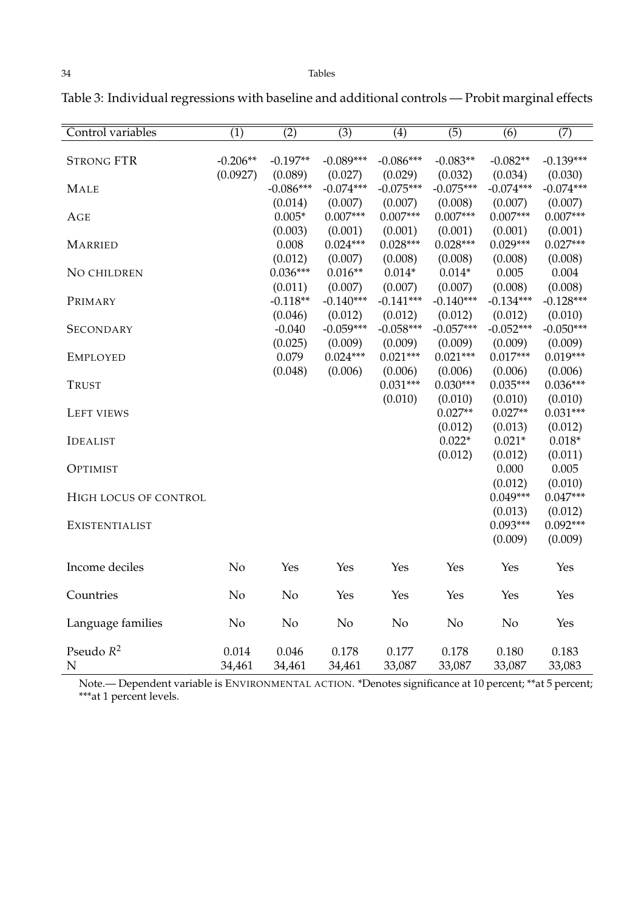Table 3: Individual regressions with baseline and additional controls — Probit marginal effects

| Control variables | (1) | (2) | (3) | (4) | (5) | (6) | (7) |
|---|---|---|---|---|---|---|---|
| STRONG FTR | -0.206** | -0.197** | -0.089*** | -0.086*** | -0.083** | -0.082** | -0.139*** |
| | (0.0927) | (0.089) | (0.027) | (0.029) | (0.032) | (0.034) | (0.030) |
| MALE | | -0.086*** | -0.074*** | -0.075*** | -0.075*** | -0.074*** | -0.074*** |
| | | (0.014) | (0.007) | (0.007) | (0.008) | (0.007) | (0.007) |
| AGE | | 0.005* | 0.007*** | 0.007*** | 0.007*** | 0.007*** | 0.007*** |
| | | (0.003) | (0.001) | (0.001) | (0.001) | (0.001) | (0.001) |
| MARRIED | | 0.008 | 0.024*** | 0.028*** | 0.028*** | 0.029*** | 0.027*** |
| | | (0.012) | (0.007) | (0.008) | (0.008) | (0.008) | (0.008) |
| NO CHILDREN | | 0.036*** | 0.016** | 0.014* | 0.014* | 0.005 | 0.004 |
| | | (0.011) | (0.007) | (0.007) | (0.007) | (0.008) | (0.008) |
| PRIMARY | | -0.118** | -0.140*** | -0.141*** | -0.140*** | -0.134*** | -0.128*** |
| | | (0.046) | (0.012) | (0.012) | (0.012) | (0.012) | (0.010) |
| SECONDARY | | -0.040 | -0.059*** | -0.058*** | -0.057*** | -0.052*** | -0.050*** |
| | | (0.025) | (0.009) | (0.009) | (0.009) | (0.009) | (0.009) |
| EMPLOYED | | 0.079 | 0.024*** | 0.021*** | 0.021*** | 0.017*** | 0.019*** |
| | | (0.048) | (0.006) | (0.006) | (0.006) | (0.006) | (0.006) |
| TRUST | | | | 0.031*** | 0.030*** | 0.035*** | 0.036*** |
| | | | | (0.010) | (0.010) | (0.010) | (0.010) |
| LEFT VIEWS | | | | | 0.027** | 0.027** | 0.031*** |
| | | | | | (0.012) | (0.013) | (0.012) |
| IDEALIST | | | | | 0.022* | 0.021* | 0.018* |
| | | | | | (0.012) | (0.012) | (0.011) |
| OPTIMIST | | | | | | 0.000 | 0.005 |
| | | | | | | (0.012) | (0.010) |
| HIGH LOCUS OF CONTROL | | | | | | 0.049*** | 0.047*** |
| | | | | | | (0.013) | (0.012) |
| EXISTENTIALIST | | | | | | 0.093*** | 0.092*** |
| | | | | | | (0.009) | (0.009) |
| Income deciles | No | Yes | Yes | Yes | Yes | Yes | Yes |
| Countries | No | No | Yes | Yes | Yes | Yes | Yes |
| Language families | No | No | No | No | No | No | Yes |
| Pseudo $R^2$ | 0.014 | 0.046 | 0.178 | 0.177 | 0.178 | 0.180 | 0.183 |
| N | 34,461 | 34,461 | 34,461 | 33,087 | 33,087 | 33,087 | 33,083 |

Note.— Dependent variable is ENVIRONMENTAL ACTION. *Denotes significance at 10 percent; **at 5 percent; ***at 1 percent levels.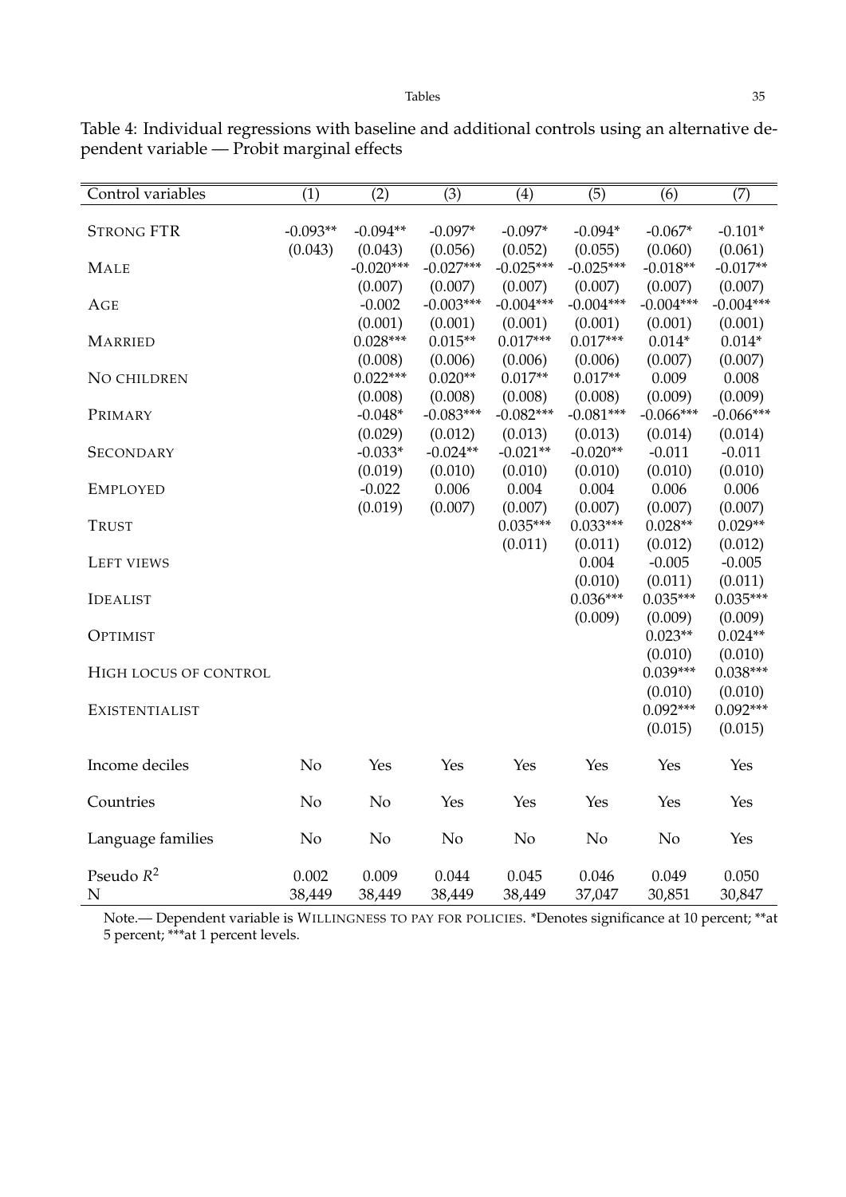Table 4: Individual regressions with baseline and additional controls using an alternative dependent variable — Probit marginal effects

| Control variables | (1) | (2) | (3) | (4) | (5) | (6) | (7) |
|---|---|---|---|---|---|---|---|
| STRONG FTR | -0.093** | -0.094** | -0.097* | -0.097* | -0.094* | -0.067* | -0.101* |
| | (0.043) | (0.043) | (0.056) | (0.052) | (0.055) | (0.060) | (0.061) |
| MALE | | -0.020*** | -0.027*** | -0.025*** | -0.025*** | -0.018** | -0.017** |
| | | (0.007) | (0.007) | (0.007) | (0.007) | (0.007) | (0.007) |
| AGE | | -0.002 | -0.003*** | -0.004*** | -0.004*** | -0.004*** | -0.004*** |
| | | (0.001) | (0.001) | (0.001) | (0.001) | (0.001) | (0.001) |
| MARRIED | | 0.028*** | 0.015** | 0.017*** | 0.017*** | 0.014* | 0.014* |
| | | (0.008) | (0.006) | (0.006) | (0.006) | (0.007) | (0.007) |
| NO CHILDREN | | 0.022*** | 0.020** | 0.017** | 0.017** | 0.009 | 0.008 |
| | | (0.008) | (0.008) | (0.008) | (0.008) | (0.009) | (0.009) |
| PRIMARY | | -0.048* | -0.083*** | -0.082*** | -0.081*** | -0.066*** | -0.066*** |
| | | (0.029) | (0.012) | (0.013) | (0.013) | (0.014) | (0.014) |
| SECONDARY | | -0.033* | -0.024** | -0.021** | -0.020** | -0.011 | -0.011 |
| | | (0.019) | (0.010) | (0.010) | (0.010) | (0.010) | (0.010) |
| EMPLOYED | | -0.022 | 0.006 | 0.004 | 0.004 | 0.006 | 0.006 |
| | | (0.019) | (0.007) | (0.007) | (0.007) | (0.007) | (0.007) |
| TRUST | | | | 0.035*** | 0.033*** | 0.028** | 0.029** |
| | | | | (0.011) | (0.011) | (0.012) | (0.012) |
| LEFT VIEWS | | | | | 0.004 | -0.005 | -0.005 |
| | | | | | (0.010) | (0.011) | (0.011) |
| IDEALIST | | | | | 0.036*** | 0.035*** | 0.035*** |
| | | | | | (0.009) | (0.009) | (0.009) |
| OPTIMIST | | | | | | 0.023** | 0.024** |
| | | | | | | (0.010) | (0.010) |
| HIGH LOCUS OF CONTROL | | | | | | 0.039*** | 0.038*** |
| | | | | | | (0.010) | (0.010) |
| EXISTENTIALIST | | | | | | 0.092*** | 0.092*** |
| | | | | | | (0.015) | (0.015) |
| Income deciles | No | Yes | Yes | Yes | Yes | Yes | Yes |
| Countries | No | No | Yes | Yes | Yes | Yes | Yes |
| Language families | No | No | No | No | No | No | Yes |
| Pseudo $R^2$ | 0.002 | 0.009 | 0.044 | 0.045 | 0.046 | 0.049 | 0.050 |
| N | 38,449 | 38,449 | 38,449 | 38,449 | 37,047 | 30,851 | 30,847 |

Note.— Dependent variable is WILLINGNESS TO PAY FOR POLICIES. *Denotes significance at 10 percent; **at 5 percent; ***at 1 percent levels.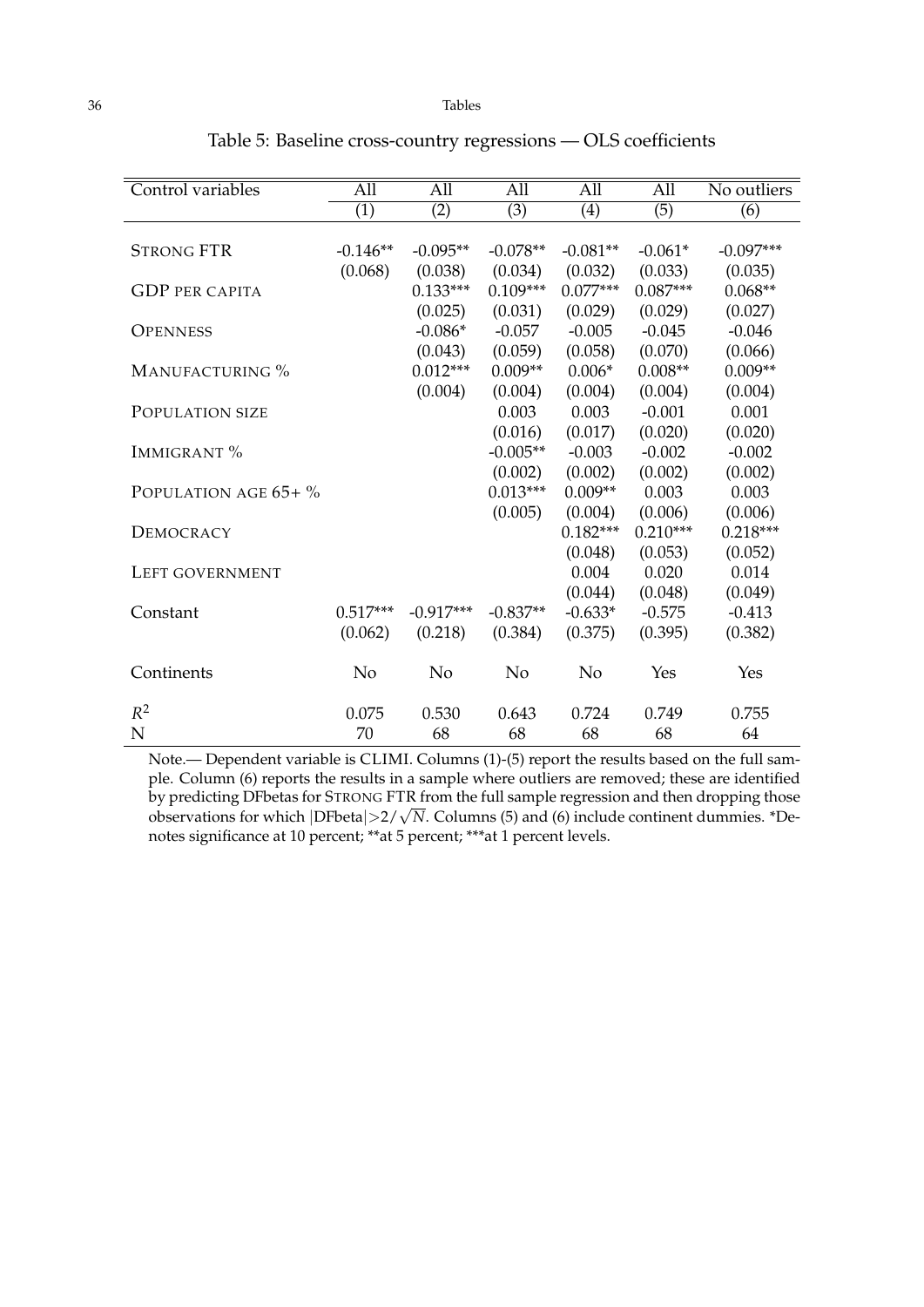Table 5: Baseline cross-country regressions — OLS coefficients

| Control variables | All | All | All | All | All | No outliers |
|---|---|---|---|---|---|---|
| | (1) | (2) | (3) | (4) | (5) | (6) |
| STRONG FTR | -0.146** | -0.095** | -0.078** | -0.081** | -0.061* | -0.097*** |
| | (0.068) | (0.038) | (0.034) | (0.032) | (0.033) | (0.035) |
| GDP PER CAPITA | | 0.133*** | 0.109*** | 0.077*** | 0.087*** | 0.068** |
| | | (0.025) | (0.031) | (0.029) | (0.029) | (0.027) |
| OPENNESS | | -0.086* | -0.057 | -0.005 | -0.045 | -0.046 |
| | | (0.043) | (0.059) | (0.058) | (0.070) | (0.066) |
| MANUFACTURING % | | 0.012*** | 0.009** | 0.006* | 0.008** | 0.009** |
| | | (0.004) | (0.004) | (0.004) | (0.004) | (0.004) |
| POPULATION SIZE | | | 0.003 | 0.003 | -0.001 | 0.001 |
| | | | (0.016) | (0.017) | (0.020) | (0.020) |
| IMMIGRANT % | | | -0.005** | -0.003 | -0.002 | -0.002 |
| | | | (0.002) | (0.002) | (0.002) | (0.002) |
| POPULATION AGE 65+ % | | | 0.013*** | 0.009** | 0.003 | 0.003 |
| | | | (0.005) | (0.004) | (0.006) | (0.006) |
| DEMOCRACY | | | | 0.182*** | 0.210*** | 0.218*** |
| | | | | (0.048) | (0.053) | (0.052) |
| LEFT GOVERNMENT | | | | 0.004 | 0.020 | 0.014 |
| | | | | (0.044) | (0.048) | (0.049) |
| Constant | 0.517*** | -0.917*** | -0.837** | -0.633* | -0.575 | -0.413 |
| | (0.062) | (0.218) | (0.384) | (0.375) | (0.395) | (0.382) |
| Continents | No | No | No | No | Yes | Yes |
| $R^2$ | 0.075 | 0.530 | 0.643 | 0.724 | 0.749 | 0.755 |
| N | 70 | 68 | 68 | 68 | 68 | 64 |

Note.— Dependent variable is CLIMI. Columns (1)-(5) report the results based on the full sample. Column (6) reports the results in a sample where outliers are removed; these are identified by predicting DFbetas for STRONG FTR from the full sample regression and then dropping those observations for which $|\text{DFbeta}|>2/\sqrt{N}$. Columns (5) and (6) include continent dummies. *Denotes significance at 10 percent; **at 5 percent; ***at 1 percent levels.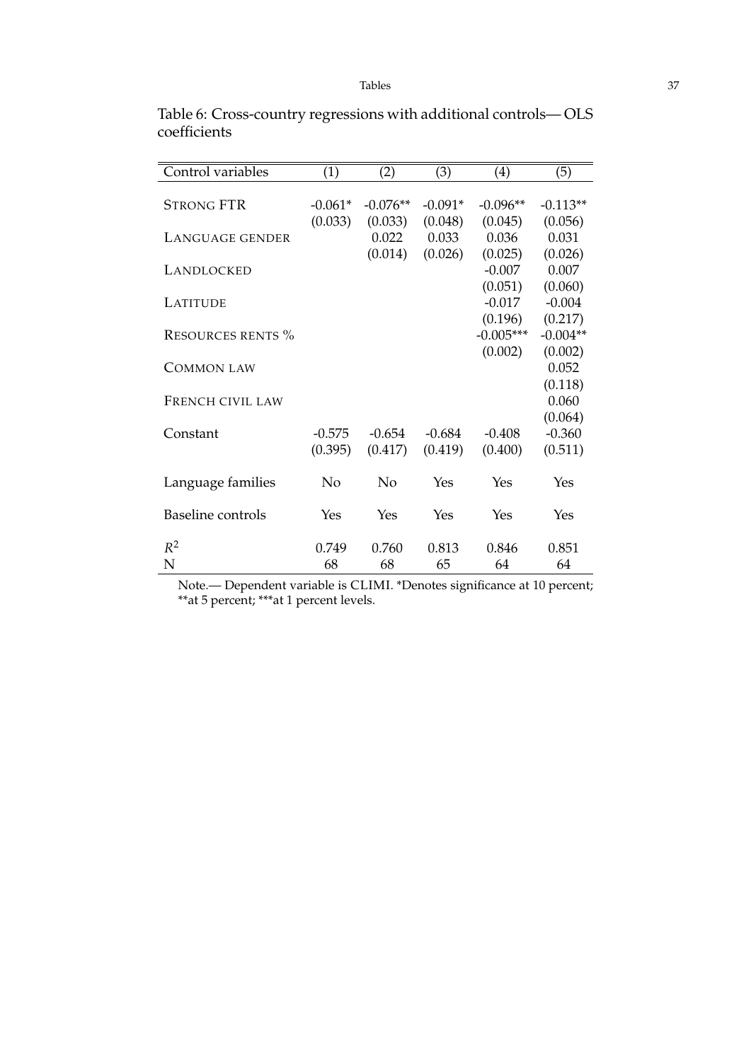Table 6: Cross-country regressions with additional controls— OLS coefficients

| Control variables | (1) | (2) | (3) | (4) | (5) |
|---|---|---|---|---|---|
| STRONG FTR | -0.061* | -0.076** | -0.091* | -0.096** | -0.113** |
| | (0.033) | (0.033) | (0.048) | (0.045) | (0.056) |
| LANGUAGE GENDER | | 0.022 | 0.033 | 0.036 | 0.031 |
| | | (0.014) | (0.026) | (0.025) | (0.026) |
| LANDLOCKED | | | | -0.007 | 0.007 |
| | | | | (0.051) | (0.060) |
| LATITUDE | | | | -0.017 | -0.004 |
| | | | | (0.196) | (0.217) |
| RESOURCES RENTS % | | | | -0.005*** | -0.004** |
| | | | | (0.002) | (0.002) |
| COMMON LAW | | | | | 0.052 |
| | | | | | (0.118) |
| FRENCH CIVIL LAW | | | | | 0.060 |
| | | | | | (0.064) |
| Constant | -0.575 | -0.654 | -0.684 | -0.408 | -0.360 |
| | (0.395) | (0.417) | (0.419) | (0.400) | (0.511) |
| Language families | No | No | Yes | Yes | Yes |
| Baseline controls | Yes | Yes | Yes | Yes | Yes |
| $R^2$ | 0.749 | 0.760 | 0.813 | 0.846 | 0.851 |
| N | 68 | 68 | 65 | 64 | 64 |

Note.— Dependent variable is CLIMI. *Denotes significance at 10 percent; **at 5 percent; ***at 1 percent levels.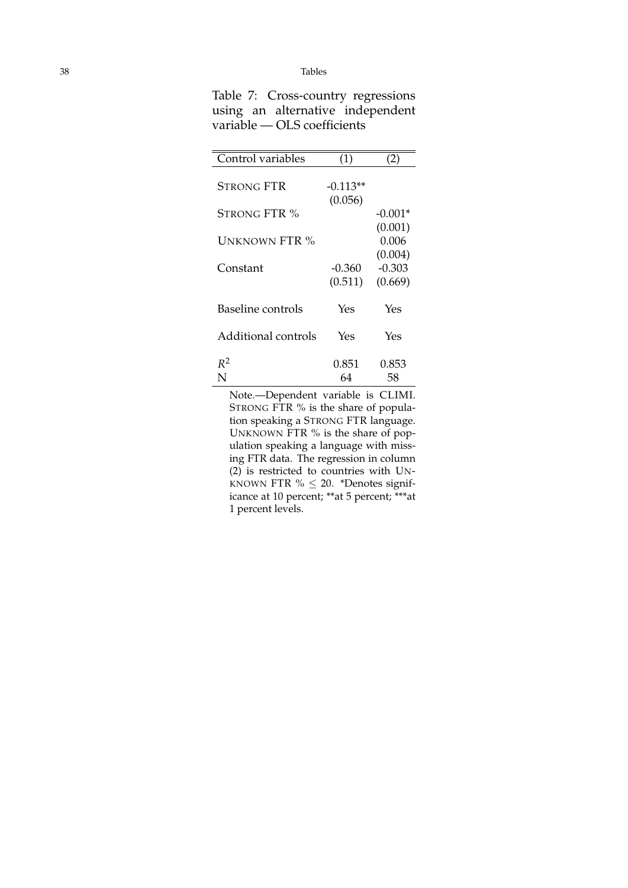Table 7: Cross-country regressions using an alternative independent variable — OLS coefficients

| Control variables | (1) | (2) |
|---|---|---|
| STRONG FTR | -0.113** | |
| | (0.056) | |
| STRONG FTR % | | -0.001* |
| | | (0.001) |
| UNKNOWN FTR % | | 0.006 |
| | | (0.004) |
| Constant | -0.360 | -0.303 |
| | (0.511) | (0.669) |
| Baseline controls | Yes | Yes |
| Additional controls | Yes | Yes |
| $R^2$ | 0.851 | 0.853 |
| N | 64 | 58 |

Note.—Dependent variable is CLIMI. STRONG FTR % is the share of population speaking a STRONG FTR language. UNKNOWN FTR % is the share of population speaking a language with missing FTR data. The regression in column (2) is restricted to countries with UNKNOWN FTR % $\leq$ 20. *Denotes significance at 10 percent; **at 5 percent; ***at 1 percent levels.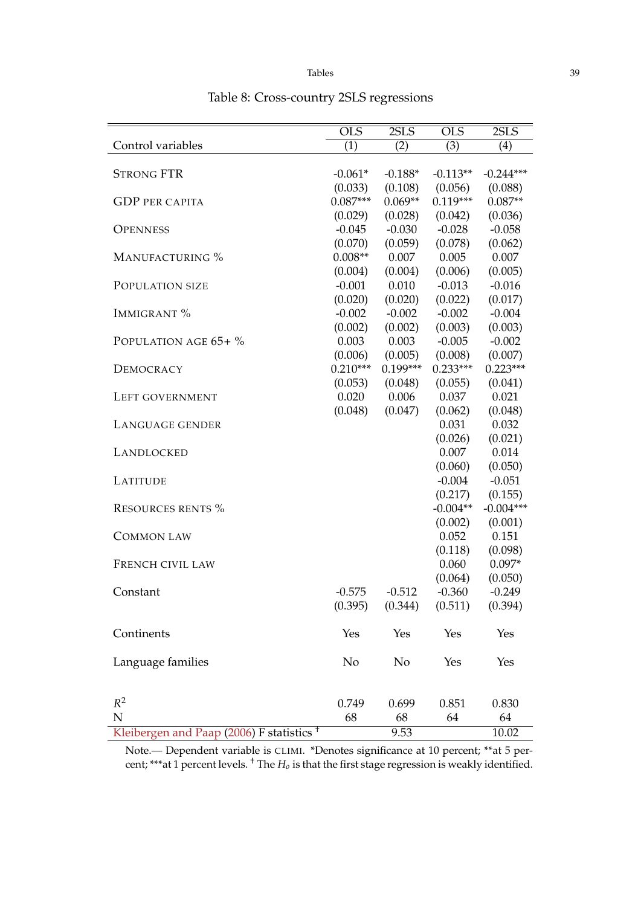Table 8: Cross-country 2SLS regressions

| | OLS | 2SLS | OLS | 2SLS |
|---|---|---|---|---|
| Control variables | (1) | (2) | (3) | (4) |
| STRONG FTR | -0.061* | -0.188* | -0.113** | -0.244*** |
| | (0.033) | (0.108) | (0.056) | (0.088) |
| GDP PER CAPITA | 0.087*** | 0.069** | 0.119*** | 0.087** |
| | (0.029) | (0.028) | (0.042) | (0.036) |
| OPENNESS | -0.045 | -0.030 | -0.028 | -0.058 |
| | (0.070) | (0.059) | (0.078) | (0.062) |
| MANUFACTURING % | 0.008** | 0.007 | 0.005 | 0.007 |
| | (0.004) | (0.004) | (0.006) | (0.005) |
| POPULATION SIZE | -0.001 | 0.010 | -0.013 | -0.016 |
| | (0.020) | (0.020) | (0.022) | (0.017) |
| IMMIGRANT % | -0.002 | -0.002 | -0.002 | -0.004 |
| | (0.002) | (0.002) | (0.003) | (0.003) |
| POPULATION AGE 65+ % | 0.003 | 0.003 | -0.005 | -0.002 |
| | (0.006) | (0.005) | (0.008) | (0.007) |
| DEMOCRACY | 0.210*** | 0.199*** | 0.233*** | 0.223*** |
| | (0.053) | (0.048) | (0.055) | (0.041) |
| LEFT GOVERNMENT | 0.020 | 0.006 | 0.037 | 0.021 |
| | (0.048) | (0.047) | (0.062) | (0.048) |
| LANGUAGE GENDER | | | 0.031 | 0.032 |
| | | | (0.026) | (0.021) |
| LANDLOCKED | | | 0.007 | 0.014 |
| | | | (0.060) | (0.050) |
| LATITUDE | | | -0.004 | -0.051 |
| | | | (0.217) | (0.155) |
| RESOURCES RENTS % | | | -0.004** | -0.004*** |
| | | | (0.002) | (0.001) |
| COMMON LAW | | | 0.052 | 0.151 |
| | | | (0.118) | (0.098) |
| FRENCH CIVIL LAW | | | 0.060 | 0.097* |
| | | | (0.064) | (0.050) |
| Constant | -0.575 | -0.512 | -0.360 | -0.249 |
| | (0.395) | (0.344) | (0.511) | (0.394) |
| Continents | Yes | Yes | Yes | Yes |
| Language families | No | No | Yes | Yes |
| $R^2$ | 0.749 | 0.699 | 0.851 | 0.830 |
| N | 68 | 68 | 64 | 64 |
| Kleibergen and Paap (2006) F statistics † | | 9.53 | | 10.02 |

Note.— Dependent variable is CLIMI. *Denotes significance at 10 percent; **at 5 percent; ***at 1 percent levels. † The $H_o$ is that the first stage regression is weakly identified.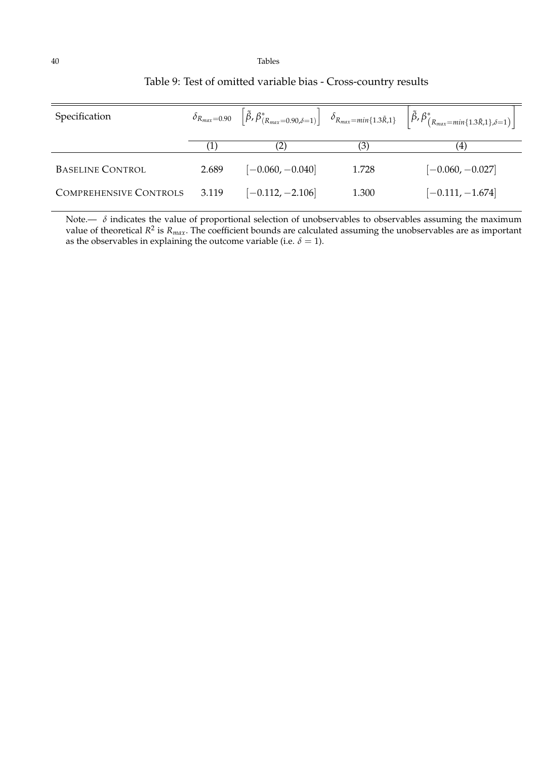Table 9: Test of omitted variable bias - Cross-country results

| Specification | $\delta_{R_{max}=0.90}$ | $\left[\tilde{\beta}, \beta^*_{(R_{max}=0.90,\delta=1)}\right]$ | $\delta_{R_{max}=min\{1.3\tilde{R},1\}}$ | $\left[\tilde{\beta}, \beta^*_{\left(R_{max}=min\{1.3\tilde{R},1\},\delta=1\right)}\right]$ |
|---|---|---|---|---|
| | (1) | (2) | (3) | (4) |
| BASELINE CONTROL | 2.689 | $[-0.060, -0.040]$ | 1.728 | $[-0.060, -0.027]$ |
| COMPREHENSIVE CONTROLS | 3.119 | $[-0.112, -2.106]$ | 1.300 | $[-0.111, -1.674]$ |

Note.— $\delta$ indicates the value of proportional selection of unobservables to observables assuming the maximum value of theoretical $R^2$ is $R_{max}$. The coefficient bounds are calculated assuming the unobservables are as important as the observables in explaining the outcome variable (i.e. $\delta = 1$).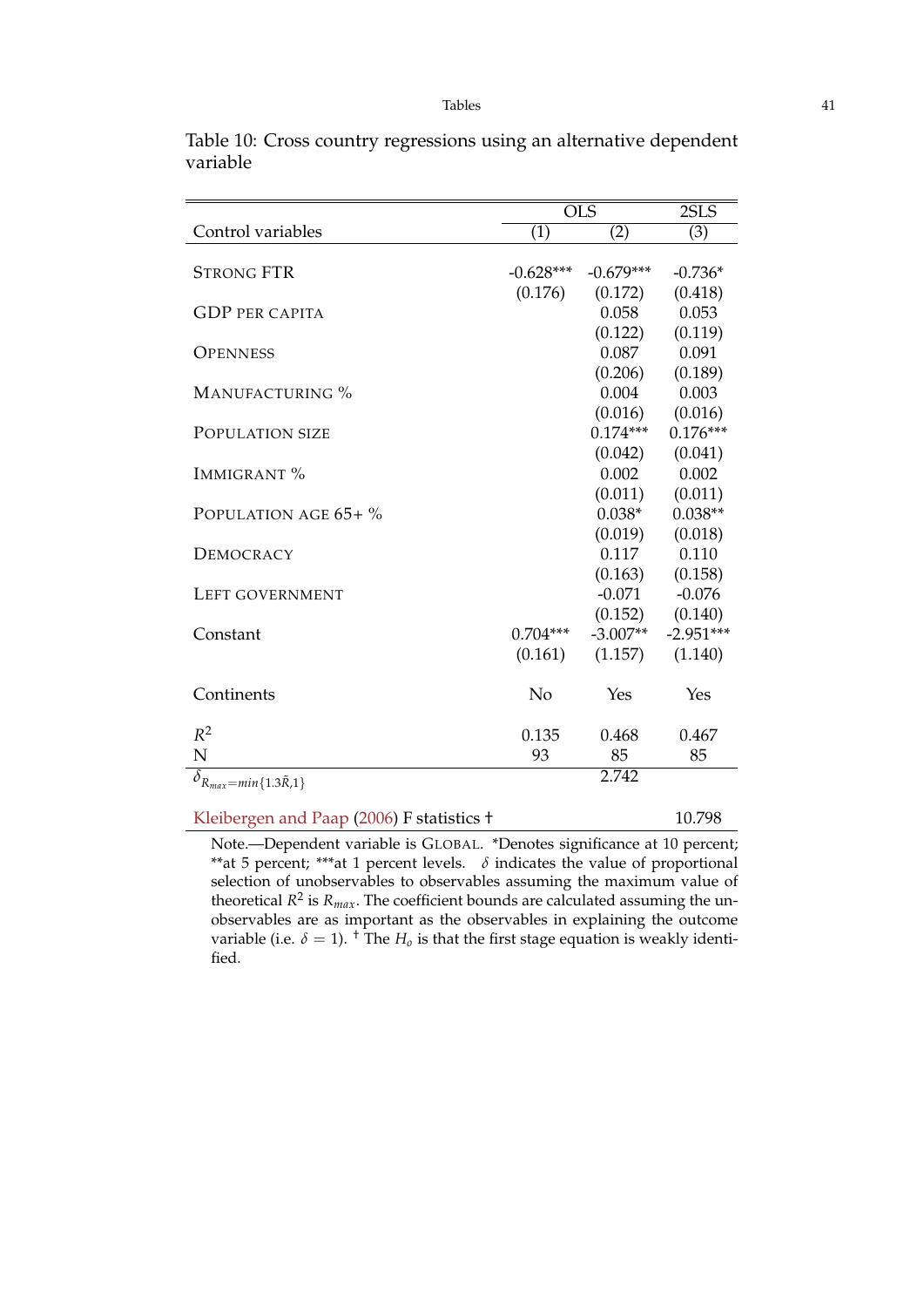Table 10: Cross country regressions using an alternative dependent variable

| | OLS | | 2SLS |
|---|---|---|---|
| Control variables | (1) | (2) | (3) |
| STRONG FTR | -0.628*** | -0.679*** | -0.736* |
| | (0.176) | (0.172) | (0.418) |
| GDP PER CAPITA | | 0.058 | 0.053 |
| | | (0.122) | (0.119) |
| OPENNESS | | 0.087 | 0.091 |
| | | (0.206) | (0.189) |
| MANUFACTURING % | | 0.004 | 0.003 |
| | | (0.016) | (0.016) |
| POPULATION SIZE | | 0.174*** | 0.176*** |
| | | (0.042) | (0.041) |
| IMMIGRANT % | | 0.002 | 0.002 |
| | | (0.011) | (0.011) |
| POPULATION AGE 65+ % | | 0.038* | 0.038** |
| | | (0.019) | (0.018) |
| DEMOCRACY | | 0.117 | 0.110 |
| | | (0.163) | (0.158) |
| LEFT GOVERNMENT | | -0.071 | -0.076 |
| | | (0.152) | (0.140) |
| Constant | 0.704*** | -3.007** | -2.951*** |
| | (0.161) | (1.157) | (1.140) |
| Continents | No | Yes | Yes |
| $R^2$ | 0.135 | 0.468 | 0.467 |
| N | 93 | 85 | 85 |
| $\delta_{R_{max}=min\{1.3\tilde{R},1\}}$ | | 2.742 | |
| Kleibergen and Paap (2006) F statistics † | | | 10.798 |

Note.—Dependent variable is GLOBAL. *Denotes significance at 10 percent; **at 5 percent; ***at 1 percent levels. $\delta$ indicates the value of proportional selection of unobservables to observables assuming the maximum value of theoretical $R^2$ is $R_{max}$. The coefficient bounds are calculated assuming the unobservables are as important as the observables in explaining the outcome variable (i.e. $\delta = 1$). † The $H_o$ is that the first stage equation is weakly identified.